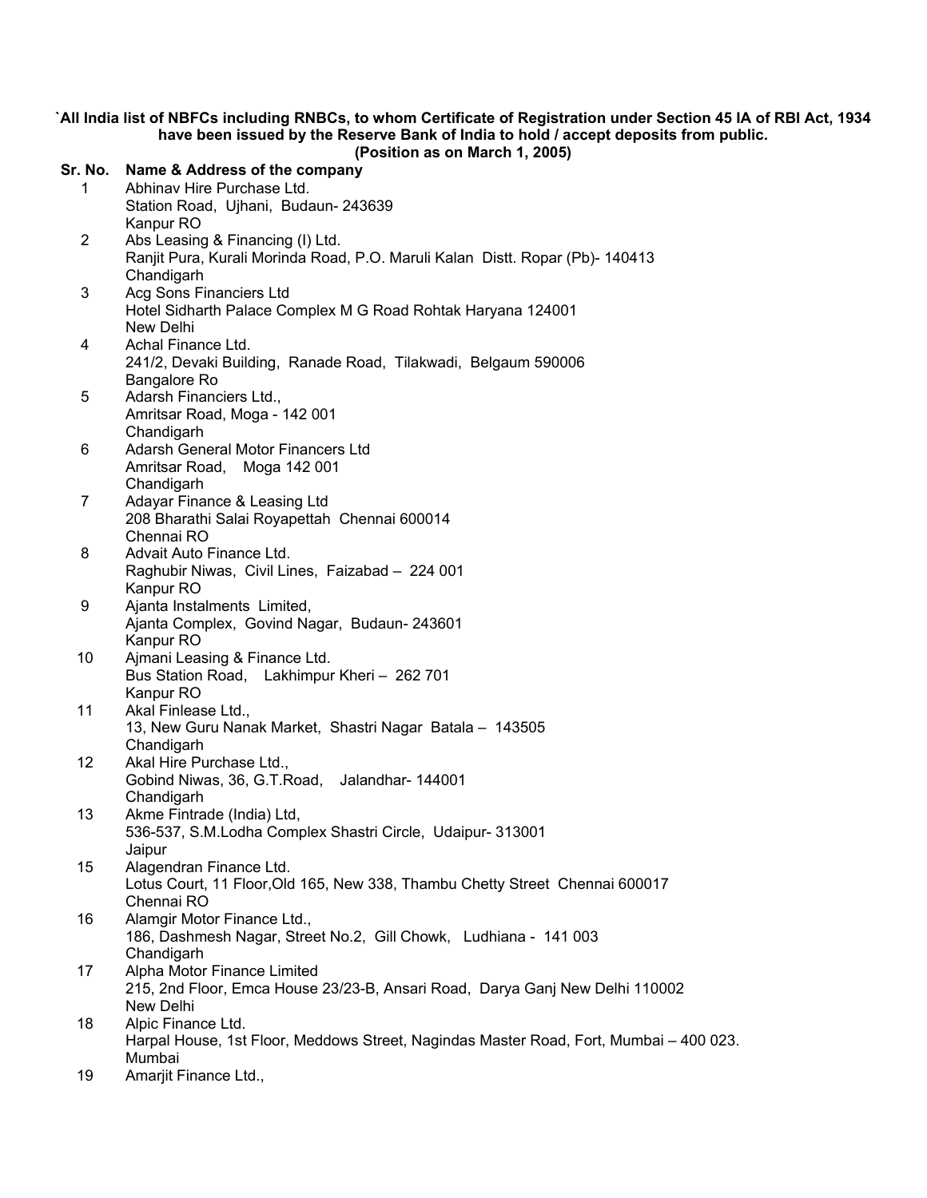**`All India list of NBFCs including RNBCs, to whom Certificate of Registration under Section 45 IA of RBI Act, 1934 have been issued by the Reserve Bank of India to hold / accept deposits from public.**
**(Position as on March 1, 2005)**

| Sr. No. | Name & Address of the company |
|---|---|
| 1 | Abhinav Hire Purchase Ltd.<br>Station Road, Ujhani, Budaun- 243639<br>Kanpur RO |
| 2 | Abs Leasing & Financing (I) Ltd.<br>Ranjit Pura, Kurali Morinda Road, P.O. Maruli Kalan Distt. Ropar (Pb)- 140413<br>Chandigarh |
| 3 | Acg Sons Financiers Ltd<br>Hotel Sidharth Palace Complex M G Road Rohtak Haryana 124001<br>New Delhi |
| 4 | Achal Finance Ltd.<br>241/2, Devaki Building, Ranade Road, Tilakwadi, Belgaum 590006<br>Bangalore Ro |
| 5 | Adarsh Financiers Ltd.,<br>Amritsar Road, Moga - 142 001<br>Chandigarh |
| 6 | Adarsh General Motor Financers Ltd<br>Amritsar Road, Moga 142 001<br>Chandigarh |
| 7 | Adayar Finance & Leasing Ltd<br>208 Bharathi Salai Royapettah Chennai 600014<br>Chennai RO |
| 8 | Advait Auto Finance Ltd.<br>Raghubir Niwas, Civil Lines, Faizabad – 224 001<br>Kanpur RO |
| 9 | Ajanta Instalments Limited,<br>Ajanta Complex, Govind Nagar, Budaun- 243601<br>Kanpur RO |
| 10 | Ajmani Leasing & Finance Ltd.<br>Bus Station Road, Lakhimpur Kheri – 262 701<br>Kanpur RO |
| 11 | Akal Finlease Ltd.,<br>13, New Guru Nanak Market, Shastri Nagar Batala – 143505<br>Chandigarh |
| 12 | Akal Hire Purchase Ltd.,<br>Gobind Niwas, 36, G.T.Road, Jalandhar- 144001<br>Chandigarh |
| 13 | Akme Fintrade (India) Ltd,<br>536-537, S.M.Lodha Complex Shastri Circle, Udaipur- 313001<br>Jaipur |
| 15 | Alagendran Finance Ltd.<br>Lotus Court, 11 Floor,Old 165, New 338, Thambu Chetty Street Chennai 600017<br>Chennai RO |
| 16 | Alamgir Motor Finance Ltd.,<br>186, Dashmesh Nagar, Street No.2, Gill Chowk, Ludhiana - 141 003<br>Chandigarh |
| 17 | Alpha Motor Finance Limited<br>215, 2nd Floor, Emca House 23/23-B, Ansari Road, Darya Ganj New Delhi 110002<br>New Delhi |
| 18 | Alpic Finance Ltd.<br>Harpal House, 1st Floor, Meddows Street, Nagindas Master Road, Fort, Mumbai – 400 023.<br>Mumbai |
| 19 | Amarjit Finance Ltd., |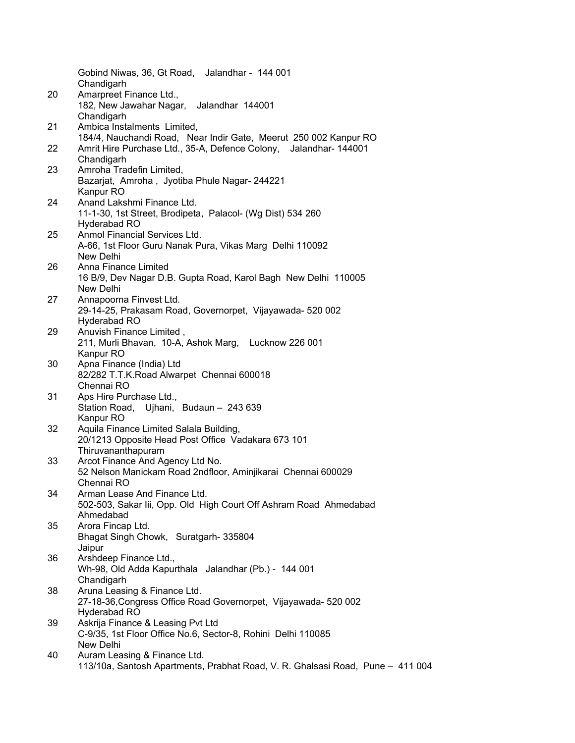Gobind Niwas, 36, Gt Road, Jalandhar - 144 001
Chandigarh

20 Amarpreet Finance Ltd.,
182, New Jawahar Nagar, Jalandhar 144001
Chandigarh

21 Ambica Instalments Limited,
184/4, Nauchandi Road, Near Indir Gate, Meerut 250 002 Kanpur RO

22 Amrit Hire Purchase Ltd., 35-A, Defence Colony, Jalandhar- 144001
Chandigarh

23 Amroha Tradefin Limited,
Bazarjat, Amroha , Jyotiba Phule Nagar- 244221
Kanpur RO

24 Anand Lakshmi Finance Ltd.
11-1-30, 1st Street, Brodipeta, Palacol- (Wg Dist) 534 260
Hyderabad RO

25 Anmol Financial Services Ltd.
A-66, 1st Floor Guru Nanak Pura, Vikas Marg Delhi 110092
New Delhi

26 Anna Finance Limited
16 B/9, Dev Nagar D.B. Gupta Road, Karol Bagh New Delhi 110005
New Delhi

27 Annapoorna Finvest Ltd.
29-14-25, Prakasam Road, Governorpet, Vijayawada- 520 002
Hyderabad RO

29 Anuvish Finance Limited ,
211, Murli Bhavan, 10-A, Ashok Marg, Lucknow 226 001
Kanpur RO

30 Apna Finance (India) Ltd
82/282 T.T.K.Road Alwarpet Chennai 600018
Chennai RO

31 Aps Hire Purchase Ltd.,
Station Road, Ujhani, Budaun – 243 639
Kanpur RO

32 Aquila Finance Limited Salala Building,
20/1213 Opposite Head Post Office Vadakara 673 101
Thiruvananthapuram

33 Arcot Finance And Agency Ltd No.
52 Nelson Manickam Road 2ndfloor, Aminjikarai Chennai 600029
Chennai RO

34 Arman Lease And Finance Ltd.
502-503, Sakar Iii, Opp. Old High Court Off Ashram Road Ahmedabad
Ahmedabad

35 Arora Fincap Ltd.
Bhagat Singh Chowk, Suratgarh- 335804
Jaipur

36 Arshdeep Finance Ltd.,
Wh-98, Old Adda Kapurthala Jalandhar (Pb.) - 144 001
Chandigarh

38 Aruna Leasing & Finance Ltd.
27-18-36,Congress Office Road Governorpet, Vijayawada- 520 002
Hyderabad RO

39 Askrija Finance & Leasing Pvt Ltd
C-9/35, 1st Floor Office No.6, Sector-8, Rohini Delhi 110085
New Delhi

40 Auram Leasing & Finance Ltd.
113/10a, Santosh Apartments, Prabhat Road, V. R. Ghalsasi Road, Pune – 411 004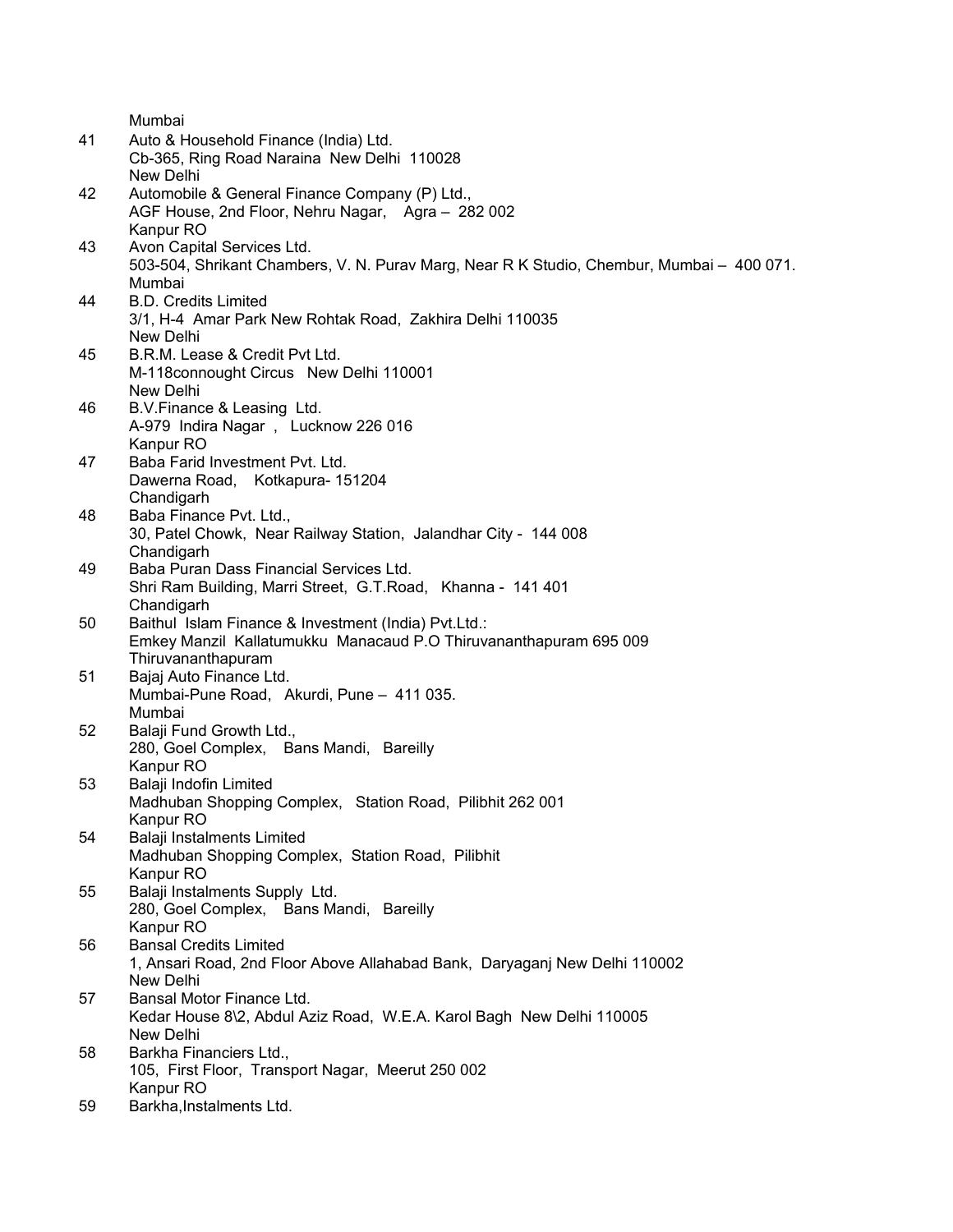Mumbai

41 Auto & Household Finance (India) Ltd.
Cb-365, Ring Road Naraina New Delhi 110028
New Delhi

42 Automobile & General Finance Company (P) Ltd.,
AGF House, 2nd Floor, Nehru Nagar, Agra – 282 002
Kanpur RO

43 Avon Capital Services Ltd.
503-504, Shrikant Chambers, V. N. Purav Marg, Near R K Studio, Chembur, Mumbai – 400 071.
Mumbai

44 B.D. Credits Limited
3/1, H-4 Amar Park New Rohtak Road, Zakhira Delhi 110035
New Delhi

45 B.R.M. Lease & Credit Pvt Ltd.
M-118connought Circus New Delhi 110001
New Delhi

46 B.V.Finance & Leasing Ltd.
A-979 Indira Nagar , Lucknow 226 016
Kanpur RO

47 Baba Farid Investment Pvt. Ltd.
Dawerna Road, Kotkapura- 151204
Chandigarh

48 Baba Finance Pvt. Ltd.,
30, Patel Chowk, Near Railway Station, Jalandhar City - 144 008
Chandigarh

49 Baba Puran Dass Financial Services Ltd.
Shri Ram Building, Marri Street, G.T.Road, Khanna - 141 401
Chandigarh

50 Baithul Islam Finance & Investment (India) Pvt.Ltd.:
Emkey Manzil Kallatumukku Manacaud P.O Thiruvananthapuram 695 009
Thiruvananthapuram

51 Bajaj Auto Finance Ltd.
Mumbai-Pune Road, Akurdi, Pune – 411 035.
Mumbai

52 Balaji Fund Growth Ltd.,
280, Goel Complex, Bans Mandi, Bareilly
Kanpur RO

53 Balaji Indofin Limited
Madhuban Shopping Complex, Station Road, Pilibhit 262 001
Kanpur RO

54 Balaji Instalments Limited
Madhuban Shopping Complex, Station Road, Pilibhit
Kanpur RO

55 Balaji Instalments Supply Ltd.
280, Goel Complex, Bans Mandi, Bareilly
Kanpur RO

56 Bansal Credits Limited
1, Ansari Road, 2nd Floor Above Allahabad Bank, Daryaganj New Delhi 110002
New Delhi

57 Bansal Motor Finance Ltd.
Kedar House 8\2, Abdul Aziz Road, W.E.A. Karol Bagh New Delhi 110005
New Delhi

58 Barkha Financiers Ltd.,
105, First Floor, Transport Nagar, Meerut 250 002
Kanpur RO

59 Barkha,Instalments Ltd.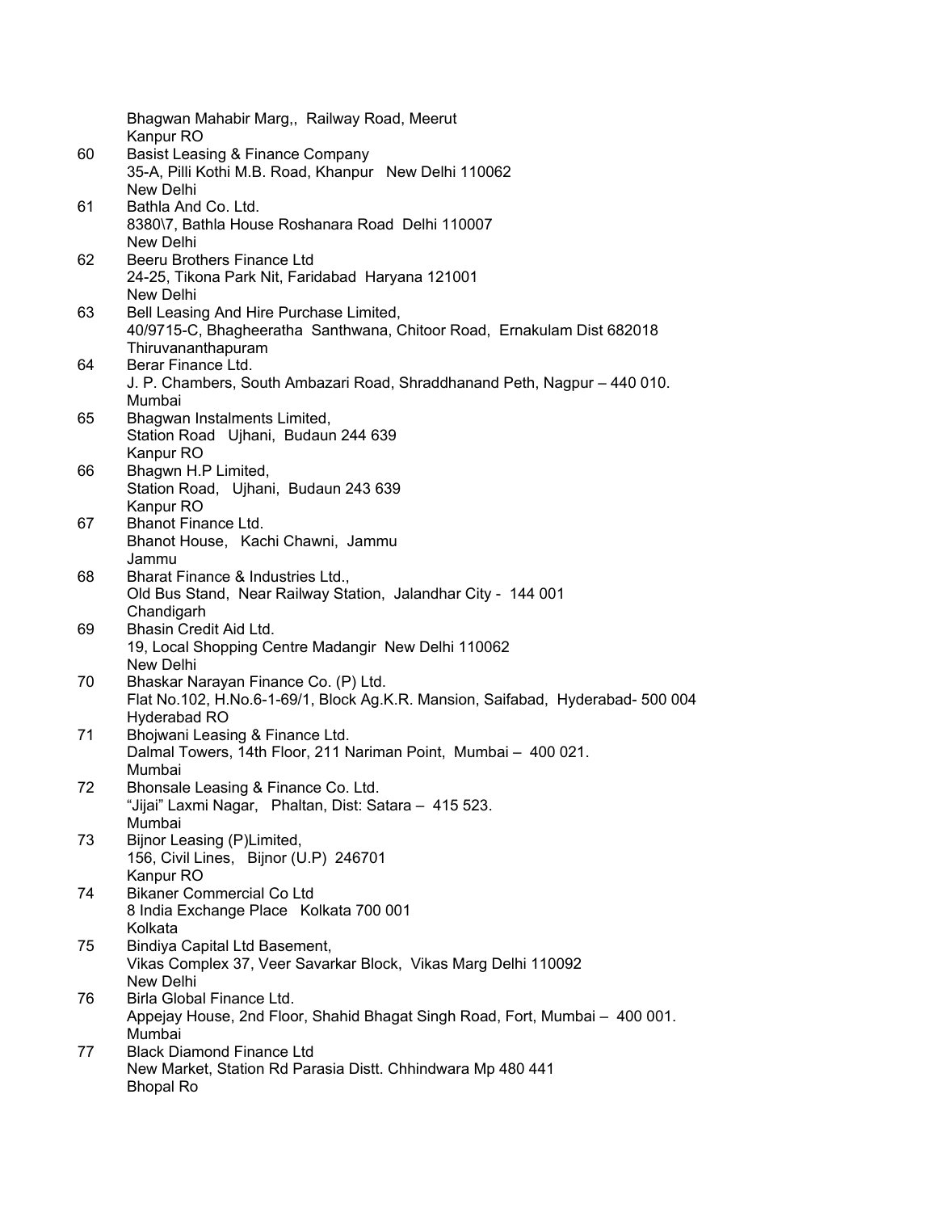Bhagwan Mahabir Marg,, Railway Road, Meerut
Kanpur RO

60 Basist Leasing & Finance Company
35-A, Pilli Kothi M.B. Road, Khanpur New Delhi 110062
New Delhi

61 Bathla And Co. Ltd.
8380\7, Bathla House Roshanara Road Delhi 110007
New Delhi

62 Beeru Brothers Finance Ltd
24-25, Tikona Park Nit, Faridabad Haryana 121001
New Delhi

63 Bell Leasing And Hire Purchase Limited,
40/9715-C, Bhagheeratha Santhwana, Chitoor Road, Ernakulam Dist 682018
Thiruvananthapuram

64 Berar Finance Ltd.
J. P. Chambers, South Ambazari Road, Shraddhanand Peth, Nagpur – 440 010.
Mumbai

65 Bhagwan Instalments Limited,
Station Road Ujhani, Budaun 244 639
Kanpur RO

66 Bhagwn H.P Limited,
Station Road, Ujhani, Budaun 243 639
Kanpur RO

67 Bhanot Finance Ltd.
Bhanot House, Kachi Chawni, Jammu
Jammu

68 Bharat Finance & Industries Ltd.,
Old Bus Stand, Near Railway Station, Jalandhar City - 144 001
Chandigarh

69 Bhasin Credit Aid Ltd.
19, Local Shopping Centre Madangir New Delhi 110062
New Delhi

70 Bhaskar Narayan Finance Co. (P) Ltd.
Flat No.102, H.No.6-1-69/1, Block Ag.K.R. Mansion, Saifabad, Hyderabad- 500 004
Hyderabad RO

71 Bhojwani Leasing & Finance Ltd.
Dalmal Towers, 14th Floor, 211 Nariman Point, Mumbai – 400 021.
Mumbai

72 Bhonsale Leasing & Finance Co. Ltd.
"Jijai" Laxmi Nagar, Phaltan, Dist: Satara – 415 523.
Mumbai

73 Bijnor Leasing (P)Limited,
156, Civil Lines, Bijnor (U.P) 246701
Kanpur RO

74 Bikaner Commercial Co Ltd
8 India Exchange Place Kolkata 700 001
Kolkata

75 Bindiya Capital Ltd Basement,
Vikas Complex 37, Veer Savarkar Block, Vikas Marg Delhi 110092
New Delhi

76 Birla Global Finance Ltd.
Appejay House, 2nd Floor, Shahid Bhagat Singh Road, Fort, Mumbai – 400 001.
Mumbai

77 Black Diamond Finance Ltd
New Market, Station Rd Parasia Distt. Chhindwara Mp 480 441
Bhopal Ro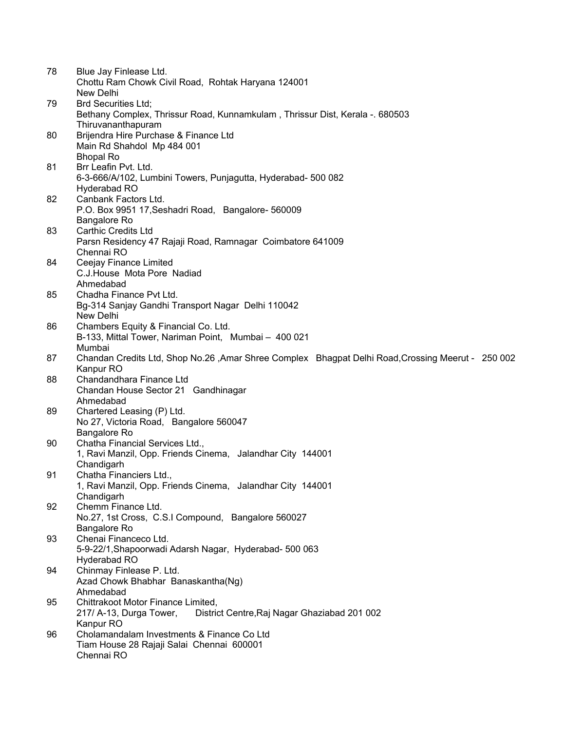78 Blue Jay Finlease Ltd.
Chottu Ram Chowk Civil Road, Rohtak Haryana 124001
New Delhi

79 Brd Securities Ltd;
Bethany Complex, Thrissur Road, Kunnamkulam , Thrissur Dist, Kerala -. 680503
Thiruvananthapuram

80 Brijendra Hire Purchase & Finance Ltd
Main Rd Shahdol Mp 484 001
Bhopal Ro

81 Brr Leafin Pvt. Ltd.
6-3-666/A/102, Lumbini Towers, Punjagutta, Hyderabad- 500 082
Hyderabad RO

82 Canbank Factors Ltd.
P.O. Box 9951 17,Seshadri Road, Bangalore- 560009
Bangalore Ro

83 Carthic Credits Ltd
Parsn Residency 47 Rajaji Road, Ramnagar Coimbatore 641009
Chennai RO

84 Ceejay Finance Limited
C.J.House Mota Pore Nadiad
Ahmedabad

85 Chadha Finance Pvt Ltd.
Bg-314 Sanjay Gandhi Transport Nagar Delhi 110042
New Delhi

86 Chambers Equity & Financial Co. Ltd.
B-133, Mittal Tower, Nariman Point, Mumbai – 400 021
Mumbai

87 Chandan Credits Ltd, Shop No.26 ,Amar Shree Complex Bhagpat Delhi Road,Crossing Meerut - 250 002
Kanpur RO

88 Chandandhara Finance Ltd
Chandan House Sector 21 Gandhinagar
Ahmedabad

89 Chartered Leasing (P) Ltd.
No 27, Victoria Road, Bangalore 560047
Bangalore Ro

90 Chatha Financial Services Ltd.,
1, Ravi Manzil, Opp. Friends Cinema, Jalandhar City 144001
Chandigarh

91 Chatha Financiers Ltd.,
1, Ravi Manzil, Opp. Friends Cinema, Jalandhar City 144001
Chandigarh

92 Chemm Finance Ltd.
No.27, 1st Cross, C.S.I Compound, Bangalore 560027
Bangalore Ro

93 Chenai Financeco Ltd.
5-9-22/1,Shapoorwadi Adarsh Nagar, Hyderabad- 500 063
Hyderabad RO

94 Chinmay Finlease P. Ltd.
Azad Chowk Bhabhar Banaskantha(Ng)
Ahmedabad

95 Chittrakoot Motor Finance Limited,
217/ A-13, Durga Tower, District Centre,Raj Nagar Ghaziabad 201 002
Kanpur RO

96 Cholamandalam Investments & Finance Co Ltd
Tiam House 28 Rajaji Salai Chennai 600001
Chennai RO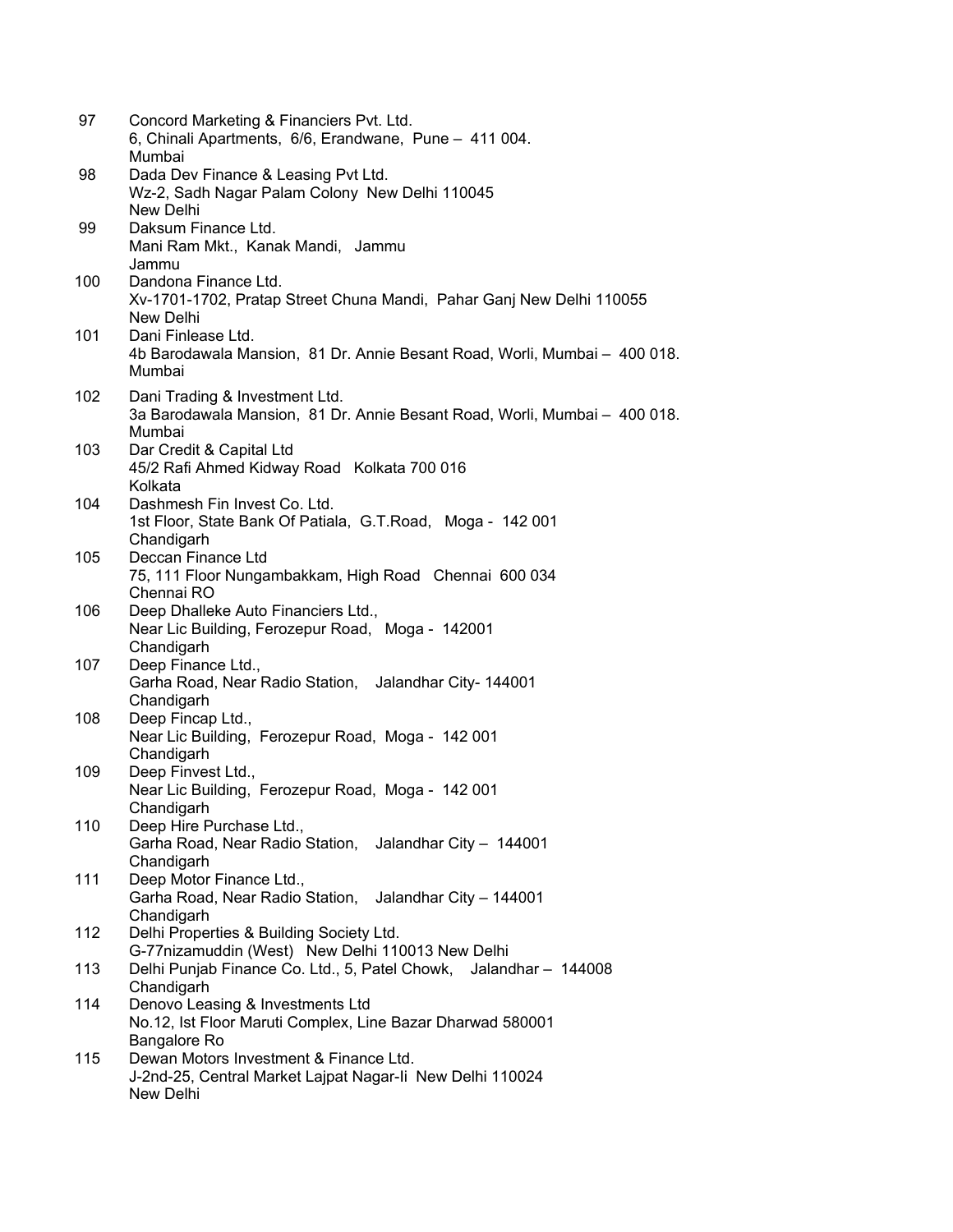97 Concord Marketing & Financiers Pvt. Ltd.
6, Chinali Apartments, 6/6, Erandwane, Pune – 411 004.
Mumbai

98 Dada Dev Finance & Leasing Pvt Ltd.
Wz-2, Sadh Nagar Palam Colony New Delhi 110045
New Delhi

99 Daksum Finance Ltd.
Mani Ram Mkt., Kanak Mandi, Jammu
Jammu

100 Dandona Finance Ltd.
Xv-1701-1702, Pratap Street Chuna Mandi, Pahar Ganj New Delhi 110055
New Delhi

101 Dani Finlease Ltd.
4b Barodawala Mansion, 81 Dr. Annie Besant Road, Worli, Mumbai – 400 018.
Mumbai

102 Dani Trading & Investment Ltd.
3a Barodawala Mansion, 81 Dr. Annie Besant Road, Worli, Mumbai – 400 018.
Mumbai

103 Dar Credit & Capital Ltd
45/2 Rafi Ahmed Kidway Road Kolkata 700 016
Kolkata

104 Dashmesh Fin Invest Co. Ltd.
1st Floor, State Bank Of Patiala, G.T.Road, Moga - 142 001
Chandigarh

105 Deccan Finance Ltd
75, 111 Floor Nungambakkam, High Road Chennai 600 034
Chennai RO

106 Deep Dhalleke Auto Financiers Ltd.,
Near Lic Building, Ferozepur Road, Moga - 142001
Chandigarh

107 Deep Finance Ltd.,
Garha Road, Near Radio Station, Jalandhar City- 144001
Chandigarh

108 Deep Fincap Ltd.,
Near Lic Building, Ferozepur Road, Moga - 142 001
Chandigarh

109 Deep Finvest Ltd.,
Near Lic Building, Ferozepur Road, Moga - 142 001
Chandigarh

110 Deep Hire Purchase Ltd.,
Garha Road, Near Radio Station, Jalandhar City – 144001
Chandigarh

111 Deep Motor Finance Ltd.,
Garha Road, Near Radio Station, Jalandhar City – 144001
Chandigarh

112 Delhi Properties & Building Society Ltd.
G-77nizamuddin (West) New Delhi 110013 New Delhi

113 Delhi Punjab Finance Co. Ltd., 5, Patel Chowk, Jalandhar – 144008
Chandigarh

114 Denovo Leasing & Investments Ltd
No.12, Ist Floor Maruti Complex, Line Bazar Dharwad 580001
Bangalore Ro

115 Dewan Motors Investment & Finance Ltd.
J-2nd-25, Central Market Lajpat Nagar-Ii New Delhi 110024
New Delhi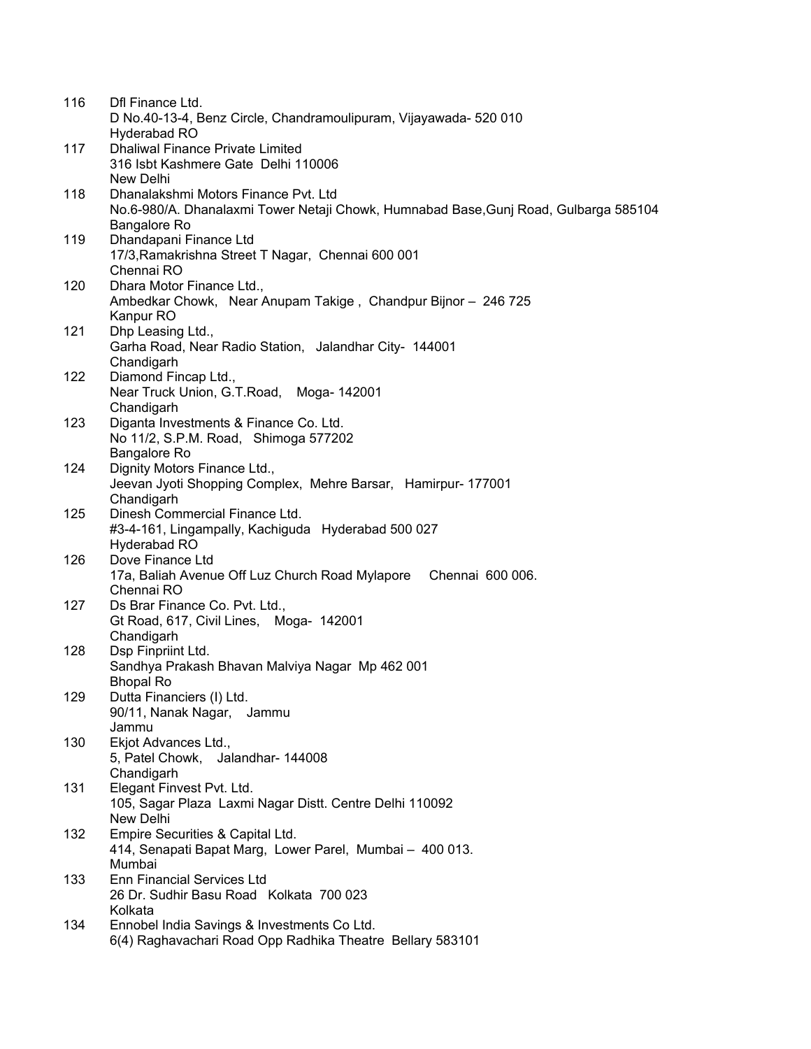| | |
|---|---|
| 116 | Dfl Finance Ltd.<br>D No.40-13-4, Benz Circle, Chandramoulipuram, Vijayawada- 520 010<br>Hyderabad RO |
| 117 | Dhaliwal Finance Private Limited<br>316 Isbt Kashmere Gate Delhi 110006<br>New Delhi |
| 118 | Dhanalakshmi Motors Finance Pvt. Ltd<br>No.6-980/A. Dhanalaxmi Tower Netaji Chowk, Humnabad Base,Gunj Road, Gulbarga 585104<br>Bangalore Ro |
| 119 | Dhandapani Finance Ltd<br>17/3,Ramakrishna Street T Nagar, Chennai 600 001<br>Chennai RO |
| 120 | Dhara Motor Finance Ltd.,<br>Ambedkar Chowk, Near Anupam Takige , Chandpur Bijnor – 246 725<br>Kanpur RO |
| 121 | Dhp Leasing Ltd.,<br>Garha Road, Near Radio Station, Jalandhar City- 144001<br>Chandigarh |
| 122 | Diamond Fincap Ltd.,<br>Near Truck Union, G.T.Road, Moga- 142001<br>Chandigarh |
| 123 | Diganta Investments & Finance Co. Ltd.<br>No 11/2, S.P.M. Road, Shimoga 577202<br>Bangalore Ro |
| 124 | Dignity Motors Finance Ltd.,<br>Jeevan Jyoti Shopping Complex, Mehre Barsar, Hamirpur- 177001<br>Chandigarh |
| 125 | Dinesh Commercial Finance Ltd.<br>#3-4-161, Lingampally, Kachiguda Hyderabad 500 027<br>Hyderabad RO |
| 126 | Dove Finance Ltd<br>17a, Baliah Avenue Off Luz Church Road Mylapore Chennai 600 006.<br>Chennai RO |
| 127 | Ds Brar Finance Co. Pvt. Ltd.,<br>Gt Road, 617, Civil Lines, Moga- 142001<br>Chandigarh |
| 128 | Dsp Finpriint Ltd.<br>Sandhya Prakash Bhavan Malviya Nagar Mp 462 001<br>Bhopal Ro |
| 129 | Dutta Financiers (I) Ltd.<br>90/11, Nanak Nagar, Jammu<br>Jammu |
| 130 | Ekjot Advances Ltd.,<br>5, Patel Chowk, Jalandhar- 144008<br>Chandigarh |
| 131 | Elegant Finvest Pvt. Ltd.<br>105, Sagar Plaza Laxmi Nagar Distt. Centre Delhi 110092<br>New Delhi |
| 132 | Empire Securities & Capital Ltd.<br>414, Senapati Bapat Marg, Lower Parel, Mumbai – 400 013.<br>Mumbai |
| 133 | Enn Financial Services Ltd<br>26 Dr. Sudhir Basu Road Kolkata 700 023<br>Kolkata |
| 134 | Ennobel India Savings & Investments Co Ltd.<br>6(4) Raghavachari Road Opp Radhika Theatre Bellary 583101 |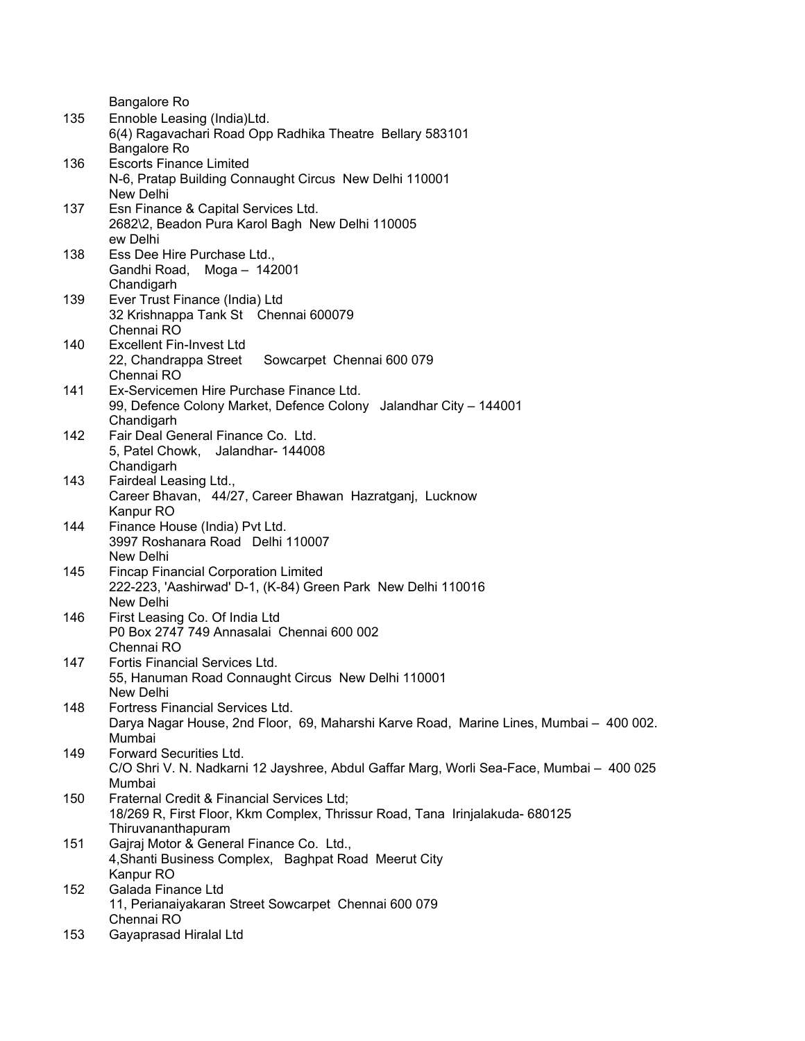Bangalore Ro

135 Ennoble Leasing (India)Ltd.
6(4) Ragavachari Road Opp Radhika Theatre Bellary 583101
Bangalore Ro

136 Escorts Finance Limited
N-6, Pratap Building Connaught Circus New Delhi 110001
New Delhi

137 Esn Finance & Capital Services Ltd.
2682\2, Beadon Pura Karol Bagh New Delhi 110005
ew Delhi

138 Ess Dee Hire Purchase Ltd.,
Gandhi Road, Moga – 142001
Chandigarh

139 Ever Trust Finance (India) Ltd
32 Krishnappa Tank St Chennai 600079
Chennai RO

140 Excellent Fin-Invest Ltd
22, Chandrappa Street Sowcarpet Chennai 600 079
Chennai RO

141 Ex-Servicemen Hire Purchase Finance Ltd.
99, Defence Colony Market, Defence Colony Jalandhar City – 144001
Chandigarh

142 Fair Deal General Finance Co. Ltd.
5, Patel Chowk, Jalandhar- 144008
Chandigarh

143 Fairdeal Leasing Ltd.,
Career Bhavan, 44/27, Career Bhawan Hazratganj, Lucknow
Kanpur RO

144 Finance House (India) Pvt Ltd.
3997 Roshanara Road Delhi 110007
New Delhi

145 Fincap Financial Corporation Limited
222-223, 'Aashirwad' D-1, (K-84) Green Park New Delhi 110016
New Delhi

146 First Leasing Co. Of India Ltd
P0 Box 2747 749 Annasalai Chennai 600 002
Chennai RO

147 Fortis Financial Services Ltd.
55, Hanuman Road Connaught Circus New Delhi 110001
New Delhi

148 Fortress Financial Services Ltd.
Darya Nagar House, 2nd Floor, 69, Maharshi Karve Road, Marine Lines, Mumbai – 400 002.
Mumbai

149 Forward Securities Ltd.
C/O Shri V. N. Nadkarni 12 Jayshree, Abdul Gaffar Marg, Worli Sea-Face, Mumbai – 400 025
Mumbai

150 Fraternal Credit & Financial Services Ltd;
18/269 R, First Floor, Kkm Complex, Thrissur Road, Tana Irinjalakuda- 680125
Thiruvananthapuram

151 Gajraj Motor & General Finance Co. Ltd.,
4,Shanti Business Complex, Baghpat Road Meerut City
Kanpur RO

152 Galada Finance Ltd
11, Perianaiyakaran Street Sowcarpet Chennai 600 079
Chennai RO

153 Gayaprasad Hiralal Ltd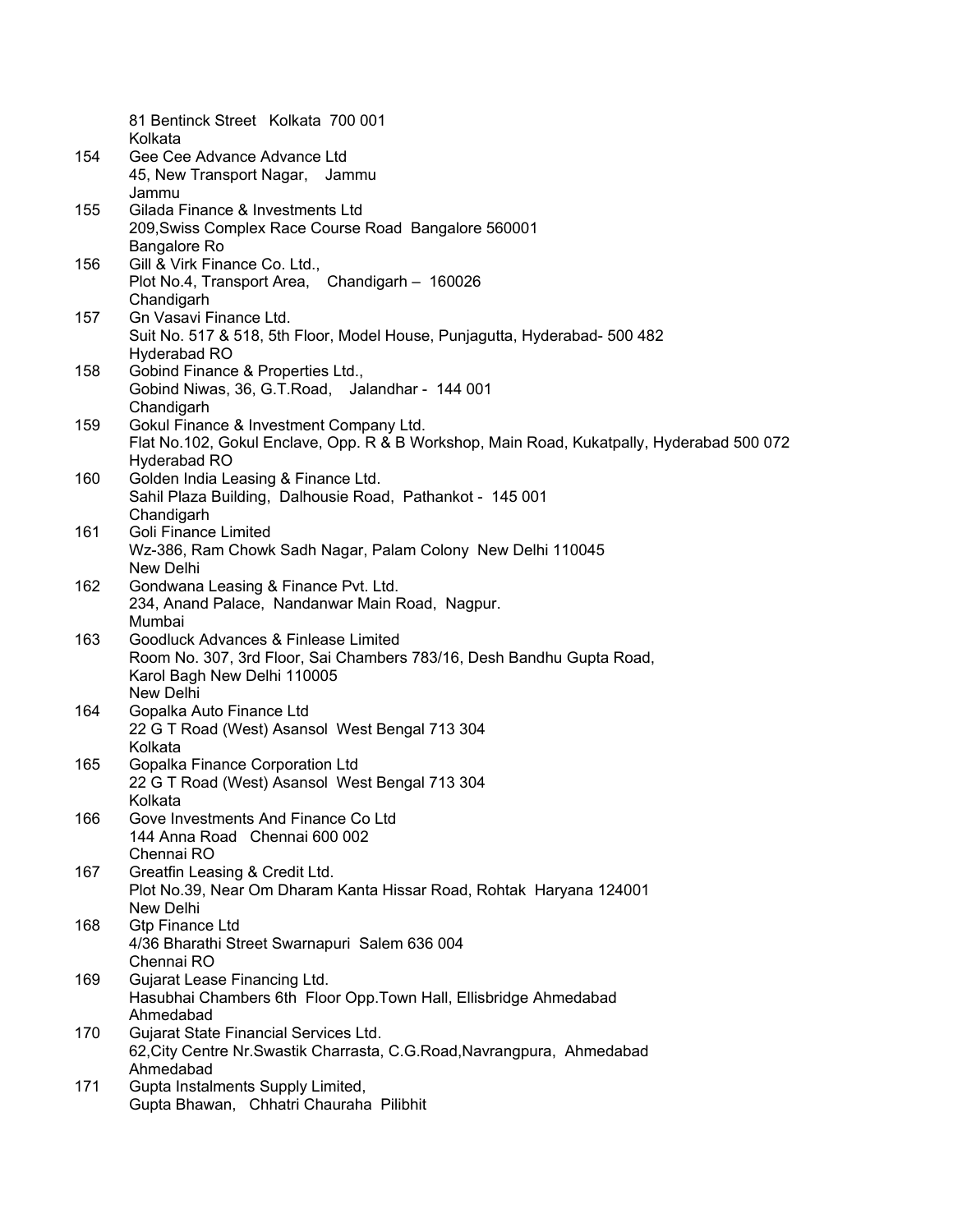81 Bentinck Street   Kolkata  700 001
Kolkata

154 Gee Cee Advance Advance Ltd
45, New Transport Nagar,    Jammu
Jammu

155 Gilada Finance & Investments Ltd
209,Swiss Complex Race Course Road  Bangalore 560001
Bangalore Ro

156 Gill & Virk Finance Co. Ltd.,
Plot No.4, Transport Area,    Chandigarh –  160026
Chandigarh

157 Gn Vasavi Finance Ltd.
Suit No. 517 & 518, 5th Floor, Model House, Punjagutta, Hyderabad- 500 482
Hyderabad RO

158 Gobind Finance & Properties Ltd.,
Gobind Niwas, 36, G.T.Road,    Jalandhar -  144 001
Chandigarh

159 Gokul Finance & Investment Company Ltd.
Flat No.102, Gokul Enclave, Opp. R & B Workshop, Main Road, Kukatpally, Hyderabad 500 072
Hyderabad RO

160 Golden India Leasing & Finance Ltd.
Sahil Plaza Building,  Dalhousie Road,  Pathankot -  145 001
Chandigarh

161 Goli Finance Limited
Wz-386, Ram Chowk Sadh Nagar, Palam Colony  New Delhi 110045
New Delhi

162 Gondwana Leasing & Finance Pvt. Ltd.
234, Anand Palace,  Nandanwar Main Road,  Nagpur.
Mumbai

163 Goodluck Advances & Finlease Limited
Room No. 307, 3rd Floor, Sai Chambers 783/16, Desh Bandhu Gupta Road,
Karol Bagh New Delhi 110005
New Delhi

164 Gopalka Auto Finance Ltd
22 G T Road (West) Asansol  West Bengal 713 304
Kolkata

165 Gopalka Finance Corporation Ltd
22 G T Road (West) Asansol  West Bengal 713 304
Kolkata

166 Gove Investments And Finance Co Ltd
144 Anna Road   Chennai 600 002
Chennai RO

167 Greatfin Leasing & Credit Ltd.
Plot No.39, Near Om Dharam Kanta Hissar Road, Rohtak  Haryana 124001
New Delhi

168 Gtp Finance Ltd
4/36 Bharathi Street Swarnapuri  Salem 636 004
Chennai RO

169 Gujarat Lease Financing Ltd.
Hasubhai Chambers 6th  Floor Opp.Town Hall, Ellisbridge Ahmedabad
Ahmedabad

170 Gujarat State Financial Services Ltd.
62,City Centre Nr.Swastik Charrasta, C.G.Road,Navrangpura,  Ahmedabad
Ahmedabad

171 Gupta Instalments Supply Limited,
Gupta Bhawan,   Chhatri Chauraha  Pilibhit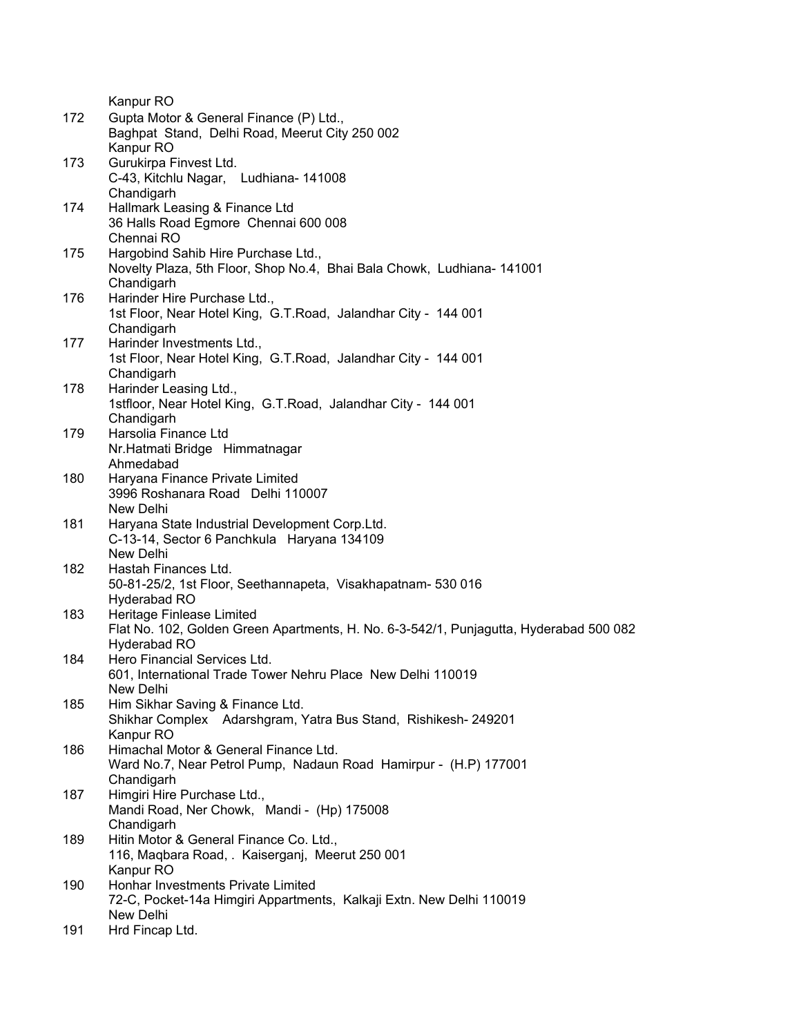Kanpur RO

172 Gupta Motor & General Finance (P) Ltd.,
Baghpat Stand, Delhi Road, Meerut City 250 002
Kanpur RO

173 Gurukirpa Finvest Ltd.
C-43, Kitchlu Nagar, Ludhiana- 141008
Chandigarh

174 Hallmark Leasing & Finance Ltd
36 Halls Road Egmore Chennai 600 008
Chennai RO

175 Hargobind Sahib Hire Purchase Ltd.,
Novelty Plaza, 5th Floor, Shop No.4, Bhai Bala Chowk, Ludhiana- 141001
Chandigarh

176 Harinder Hire Purchase Ltd.,
1st Floor, Near Hotel King, G.T.Road, Jalandhar City - 144 001
Chandigarh

177 Harinder Investments Ltd.,
1st Floor, Near Hotel King, G.T.Road, Jalandhar City - 144 001
Chandigarh

178 Harinder Leasing Ltd.,
1stfloor, Near Hotel King, G.T.Road, Jalandhar City - 144 001
Chandigarh

179 Harsolia Finance Ltd
Nr.Hatmati Bridge Himmatnagar
Ahmedabad

180 Haryana Finance Private Limited
3996 Roshanara Road Delhi 110007
New Delhi

181 Haryana State Industrial Development Corp.Ltd.
C-13-14, Sector 6 Panchkula Haryana 134109
New Delhi

182 Hastah Finances Ltd.
50-81-25/2, 1st Floor, Seethannapeta, Visakhapatnam- 530 016
Hyderabad RO

183 Heritage Finlease Limited
Flat No. 102, Golden Green Apartments, H. No. 6-3-542/1, Punjagutta, Hyderabad 500 082
Hyderabad RO

184 Hero Financial Services Ltd.
601, International Trade Tower Nehru Place New Delhi 110019
New Delhi

185 Him Sikhar Saving & Finance Ltd.
Shikhar Complex Adarshgram, Yatra Bus Stand, Rishikesh- 249201
Kanpur RO

186 Himachal Motor & General Finance Ltd.
Ward No.7, Near Petrol Pump, Nadaun Road Hamirpur - (H.P) 177001
Chandigarh

187 Himgiri Hire Purchase Ltd.,
Mandi Road, Ner Chowk, Mandi - (Hp) 175008
Chandigarh

189 Hitin Motor & General Finance Co. Ltd.,
116, Maqbara Road, . Kaiserganj, Meerut 250 001
Kanpur RO

190 Honhar Investments Private Limited
72-C, Pocket-14a Himgiri Appartments, Kalkaji Extn. New Delhi 110019
New Delhi

191 Hrd Fincap Ltd.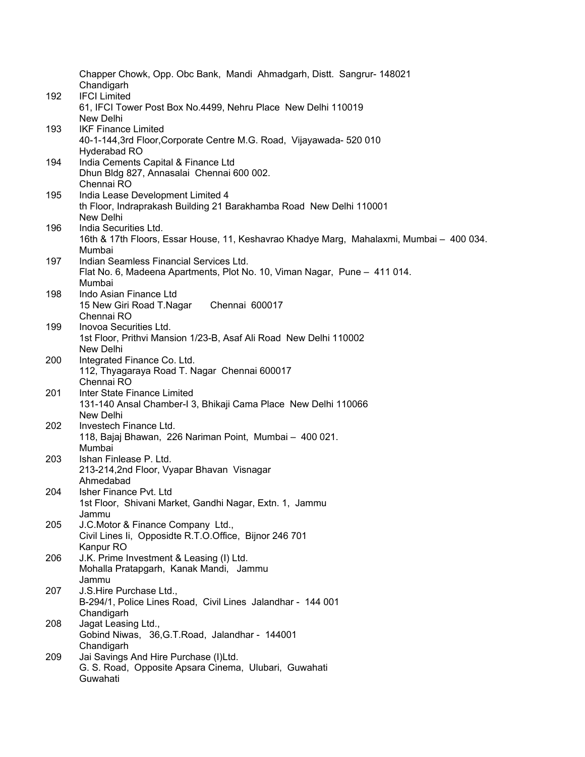| | |
|---|---|
| | Chapper Chowk, Opp. Obc Bank, Mandi Ahmadgarh, Distt. Sangrur- 148021<br>Chandigarh |
| 192 | IFCI Limited<br>61, IFCI Tower Post Box No.4499, Nehru Place New Delhi 110019<br>New Delhi |
| 193 | IKF Finance Limited<br>40-1-144,3rd Floor,Corporate Centre M.G. Road, Vijayawada- 520 010<br>Hyderabad RO |
| 194 | India Cements Capital & Finance Ltd<br>Dhun Bldg 827, Annasalai Chennai 600 002.<br>Chennai RO |
| 195 | India Lease Development Limited 4<br>th Floor, Indraprakash Building 21 Barakhamba Road New Delhi 110001<br>New Delhi |
| 196 | India Securities Ltd.<br>16th & 17th Floors, Essar House, 11, Keshavrao Khadye Marg, Mahalaxmi, Mumbai – 400 034.<br>Mumbai |
| 197 | Indian Seamless Financial Services Ltd.<br>Flat No. 6, Madeena Apartments, Plot No. 10, Viman Nagar, Pune – 411 014.<br>Mumbai |
| 198 | Indo Asian Finance Ltd<br>15 New Giri Road T.Nagar Chennai 600017<br>Chennai RO |
| 199 | Inovoa Securities Ltd.<br>1st Floor, Prithvi Mansion 1/23-B, Asaf Ali Road New Delhi 110002<br>New Delhi |
| 200 | Integrated Finance Co. Ltd.<br>112, Thyagaraya Road T. Nagar Chennai 600017<br>Chennai RO |
| 201 | Inter State Finance Limited<br>131-140 Ansal Chamber-I 3, Bhikaji Cama Place New Delhi 110066<br>New Delhi |
| 202 | Investech Finance Ltd.<br>118, Bajaj Bhawan, 226 Nariman Point, Mumbai – 400 021.<br>Mumbai |
| 203 | Ishan Finlease P. Ltd.<br>213-214,2nd Floor, Vyapar Bhavan Visnagar<br>Ahmedabad |
| 204 | Isher Finance Pvt. Ltd<br>1st Floor, Shivani Market, Gandhi Nagar, Extn. 1, Jammu<br>Jammu |
| 205 | J.C.Motor & Finance Company Ltd.,<br>Civil Lines Ii, Oppositde R.T.O.Office, Bijnor 246 701<br>Kanpur RO |
| 206 | J.K. Prime Investment & Leasing (I) Ltd.<br>Mohalla Pratapgarh, Kanak Mandi, Jammu<br>Jammu |
| 207 | J.S.Hire Purchase Ltd.,<br>B-294/1, Police Lines Road, Civil Lines Jalandhar - 144 001<br>Chandigarh |
| 208 | Jagat Leasing Ltd.,<br>Gobind Niwas, 36,G.T.Road, Jalandhar - 144001<br>Chandigarh |
| 209 | Jai Savings And Hire Purchase (I)Ltd.<br>G. S. Road, Opposite Apsara Cinema, Ulubari, Guwahati<br>Guwahati |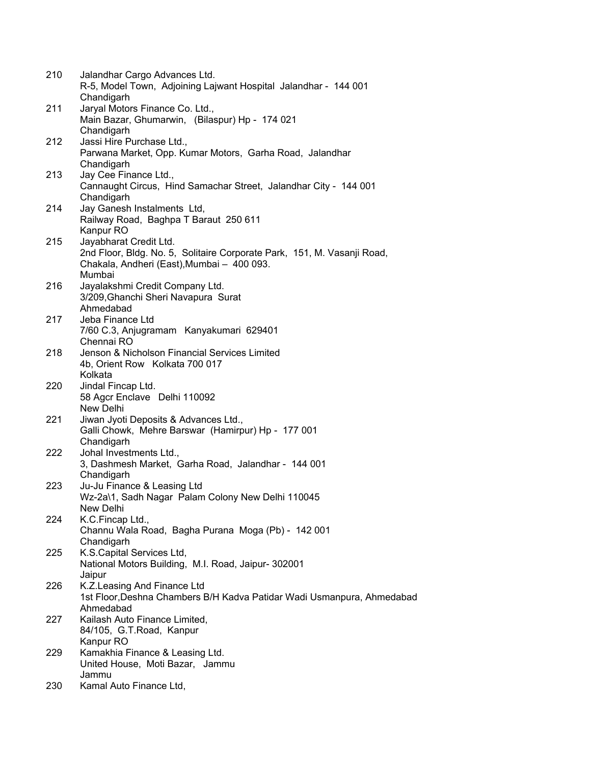210 Jalandhar Cargo Advances Ltd.
R-5, Model Town, Adjoining Lajwant Hospital Jalandhar - 144 001
Chandigarh

211 Jaryal Motors Finance Co. Ltd.,
Main Bazar, Ghumarwin, (Bilaspur) Hp - 174 021
Chandigarh

212 Jassi Hire Purchase Ltd.,
Parwana Market, Opp. Kumar Motors, Garha Road, Jalandhar
Chandigarh

213 Jay Cee Finance Ltd.,
Cannaught Circus, Hind Samachar Street, Jalandhar City - 144 001
Chandigarh

214 Jay Ganesh Instalments Ltd,
Railway Road, Baghpa T Baraut 250 611
Kanpur RO

215 Jayabharat Credit Ltd.
2nd Floor, Bldg. No. 5, Solitaire Corporate Park, 151, M. Vasanji Road,
Chakala, Andheri (East),Mumbai – 400 093.
Mumbai

216 Jayalakshmi Credit Company Ltd.
3/209,Ghanchi Sheri Navapura Surat
Ahmedabad

217 Jeba Finance Ltd
7/60 C.3, Anjugramam Kanyakumari 629401
Chennai RO

218 Jenson & Nicholson Financial Services Limited
4b, Orient Row Kolkata 700 017
Kolkata

220 Jindal Fincap Ltd.
58 Agcr Enclave Delhi 110092
New Delhi

221 Jiwan Jyoti Deposits & Advances Ltd.,
Galli Chowk, Mehre Barswar (Hamirpur) Hp - 177 001
Chandigarh

222 Johal Investments Ltd.,
3, Dashmesh Market, Garha Road, Jalandhar - 144 001
Chandigarh

223 Ju-Ju Finance & Leasing Ltd
Wz-2a\1, Sadh Nagar Palam Colony New Delhi 110045
New Delhi

224 K.C.Fincap Ltd.,
Channu Wala Road, Bagha Purana Moga (Pb) - 142 001
Chandigarh

225 K.S.Capital Services Ltd,
National Motors Building, M.I. Road, Jaipur- 302001
Jaipur

226 K.Z.Leasing And Finance Ltd
1st Floor,Deshna Chambers B/H Kadva Patidar Wadi Usmanpura, Ahmedabad
Ahmedabad

227 Kailash Auto Finance Limited,
84/105, G.T.Road, Kanpur
Kanpur RO

229 Kamakhia Finance & Leasing Ltd.
United House, Moti Bazar, Jammu
Jammu

230 Kamal Auto Finance Ltd,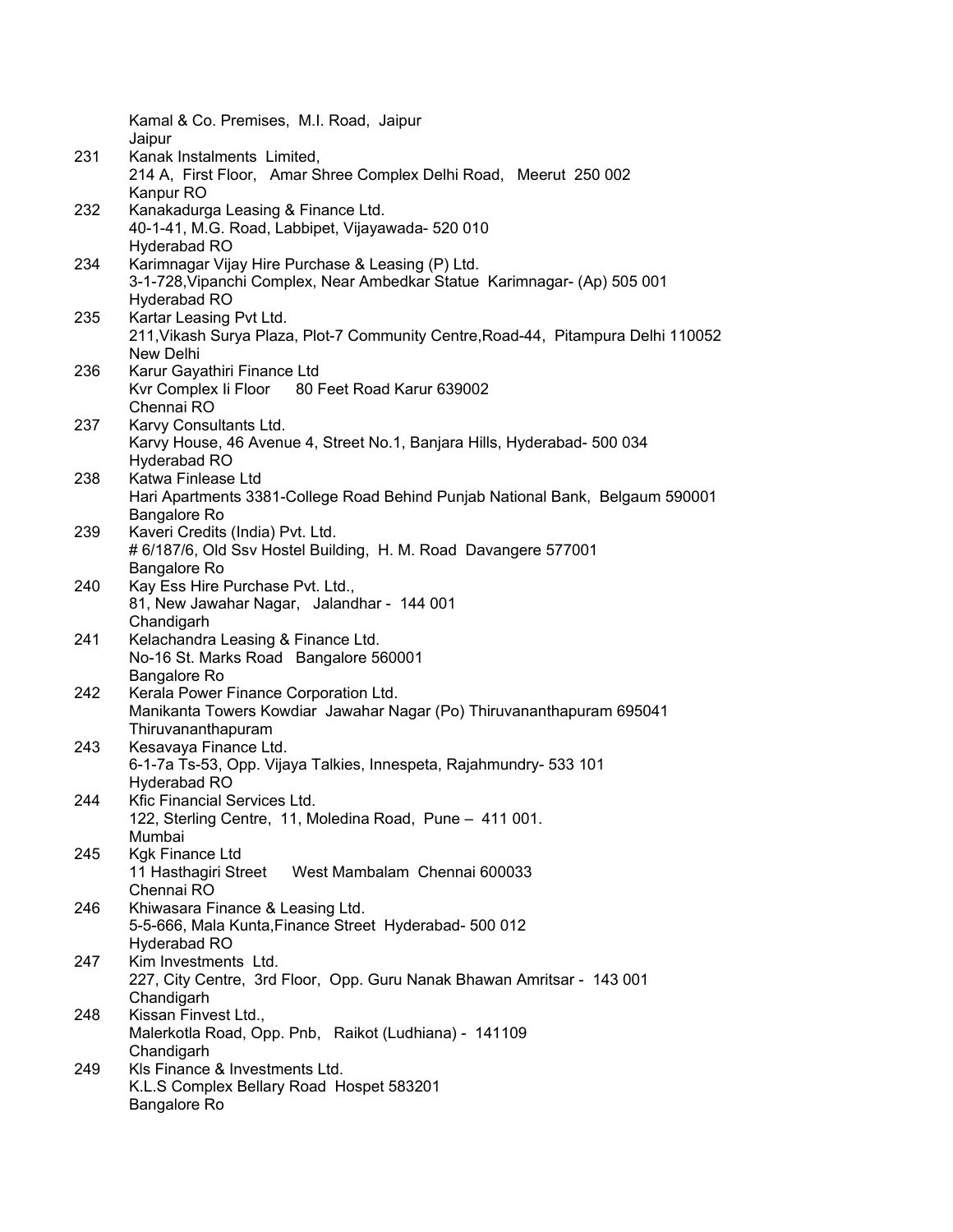| | |
|---|---|
| | Kamal & Co. Premises, M.I. Road, Jaipur<br>Jaipur |
| 231 | Kanak Instalments Limited,<br>214 A, First Floor, Amar Shree Complex Delhi Road, Meerut 250 002<br>Kanpur RO |
| 232 | Kanakadurga Leasing & Finance Ltd.<br>40-1-41, M.G. Road, Labbipet, Vijayawada- 520 010<br>Hyderabad RO |
| 234 | Karimnagar Vijay Hire Purchase & Leasing (P) Ltd.<br>3-1-728,Vipanchi Complex, Near Ambedkar Statue Karimnagar- (Ap) 505 001<br>Hyderabad RO |
| 235 | Kartar Leasing Pvt Ltd.<br>211,Vikash Surya Plaza, Plot-7 Community Centre,Road-44, Pitampura Delhi 110052<br>New Delhi |
| 236 | Karur Gayathiri Finance Ltd<br>Kvr Complex Ii Floor 80 Feet Road Karur 639002<br>Chennai RO |
| 237 | Karvy Consultants Ltd.<br>Karvy House, 46 Avenue 4, Street No.1, Banjara Hills, Hyderabad- 500 034<br>Hyderabad RO |
| 238 | Katwa Finlease Ltd<br>Hari Apartments 3381-College Road Behind Punjab National Bank, Belgaum 590001<br>Bangalore Ro |
| 239 | Kaveri Credits (India) Pvt. Ltd.<br># 6/187/6, Old Ssv Hostel Building, H. M. Road Davangere 577001<br>Bangalore Ro |
| 240 | Kay Ess Hire Purchase Pvt. Ltd.,<br>81, New Jawahar Nagar, Jalandhar - 144 001<br>Chandigarh |
| 241 | Kelachandra Leasing & Finance Ltd.<br>No-16 St. Marks Road Bangalore 560001<br>Bangalore Ro |
| 242 | Kerala Power Finance Corporation Ltd.<br>Manikanta Towers Kowdiar Jawahar Nagar (Po) Thiruvananthapuram 695041<br>Thiruvananthapuram |
| 243 | Kesavaya Finance Ltd.<br>6-1-7a Ts-53, Opp. Vijaya Talkies, Innespeta, Rajahmundry- 533 101<br>Hyderabad RO |
| 244 | Kfic Financial Services Ltd.<br>122, Sterling Centre, 11, Moledina Road, Pune – 411 001.<br>Mumbai |
| 245 | Kgk Finance Ltd<br>11 Hasthagiri Street West Mambalam Chennai 600033<br>Chennai RO |
| 246 | Khiwasara Finance & Leasing Ltd.<br>5-5-666, Mala Kunta,Finance Street Hyderabad- 500 012<br>Hyderabad RO |
| 247 | Kim Investments Ltd.<br>227, City Centre, 3rd Floor, Opp. Guru Nanak Bhawan Amritsar - 143 001<br>Chandigarh |
| 248 | Kissan Finvest Ltd.,<br>Malerkotla Road, Opp. Pnb, Raikot (Ludhiana) - 141109<br>Chandigarh |
| 249 | Kls Finance & Investments Ltd.<br>K.L.S Complex Bellary Road Hospet 583201<br>Bangalore Ro |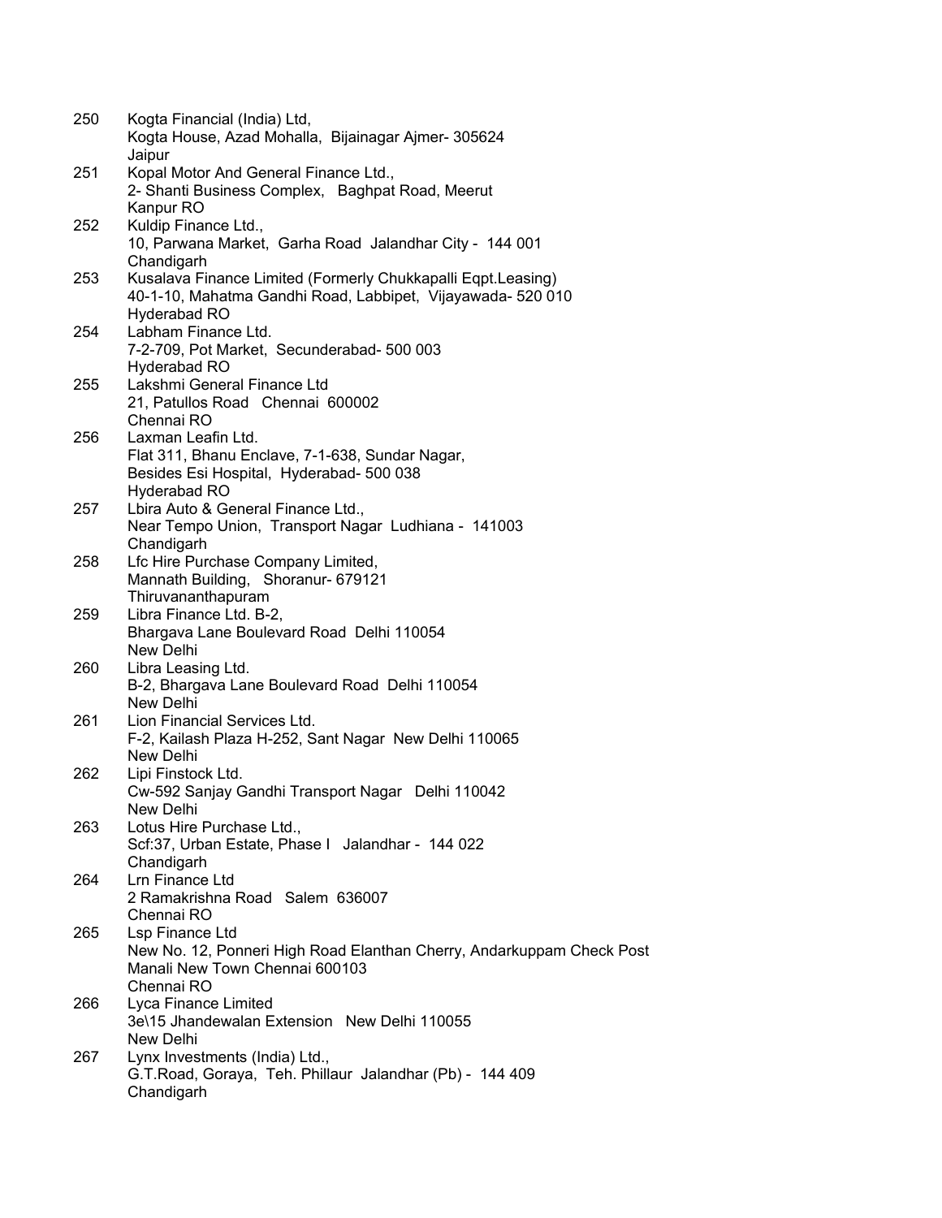250 Kogta Financial (India) Ltd,
Kogta House, Azad Mohalla, Bijainagar Ajmer- 305624
Jaipur

251 Kopal Motor And General Finance Ltd.,
2- Shanti Business Complex, Baghpat Road, Meerut
Kanpur RO

252 Kuldip Finance Ltd.,
10, Parwana Market, Garha Road Jalandhar City - 144 001
Chandigarh

253 Kusalava Finance Limited (Formerly Chukkapalli Eqpt.Leasing)
40-1-10, Mahatma Gandhi Road, Labbipet, Vijayawada- 520 010
Hyderabad RO

254 Labham Finance Ltd.
7-2-709, Pot Market, Secunderabad- 500 003
Hyderabad RO

255 Lakshmi General Finance Ltd
21, Patullos Road Chennai 600002
Chennai RO

256 Laxman Leafin Ltd.
Flat 311, Bhanu Enclave, 7-1-638, Sundar Nagar,
Besides Esi Hospital, Hyderabad- 500 038
Hyderabad RO

257 Lbira Auto & General Finance Ltd.,
Near Tempo Union, Transport Nagar Ludhiana - 141003
Chandigarh

258 Lfc Hire Purchase Company Limited,
Mannath Building, Shoranur- 679121
Thiruvananthapuram

259 Libra Finance Ltd. B-2,
Bhargava Lane Boulevard Road Delhi 110054
New Delhi

260 Libra Leasing Ltd.
B-2, Bhargava Lane Boulevard Road Delhi 110054
New Delhi

261 Lion Financial Services Ltd.
F-2, Kailash Plaza H-252, Sant Nagar New Delhi 110065
New Delhi

262 Lipi Finstock Ltd.
Cw-592 Sanjay Gandhi Transport Nagar Delhi 110042
New Delhi

263 Lotus Hire Purchase Ltd.,
Scf:37, Urban Estate, Phase I Jalandhar - 144 022
Chandigarh

264 Lrn Finance Ltd
2 Ramakrishna Road Salem 636007
Chennai RO

265 Lsp Finance Ltd
New No. 12, Ponneri High Road Elanthan Cherry, Andarkuppam Check Post
Manali New Town Chennai 600103
Chennai RO

266 Lyca Finance Limited
3e\15 Jhandewalan Extension New Delhi 110055
New Delhi

267 Lynx Investments (India) Ltd.,
G.T.Road, Goraya, Teh. Phillaur Jalandhar (Pb) - 144 409
Chandigarh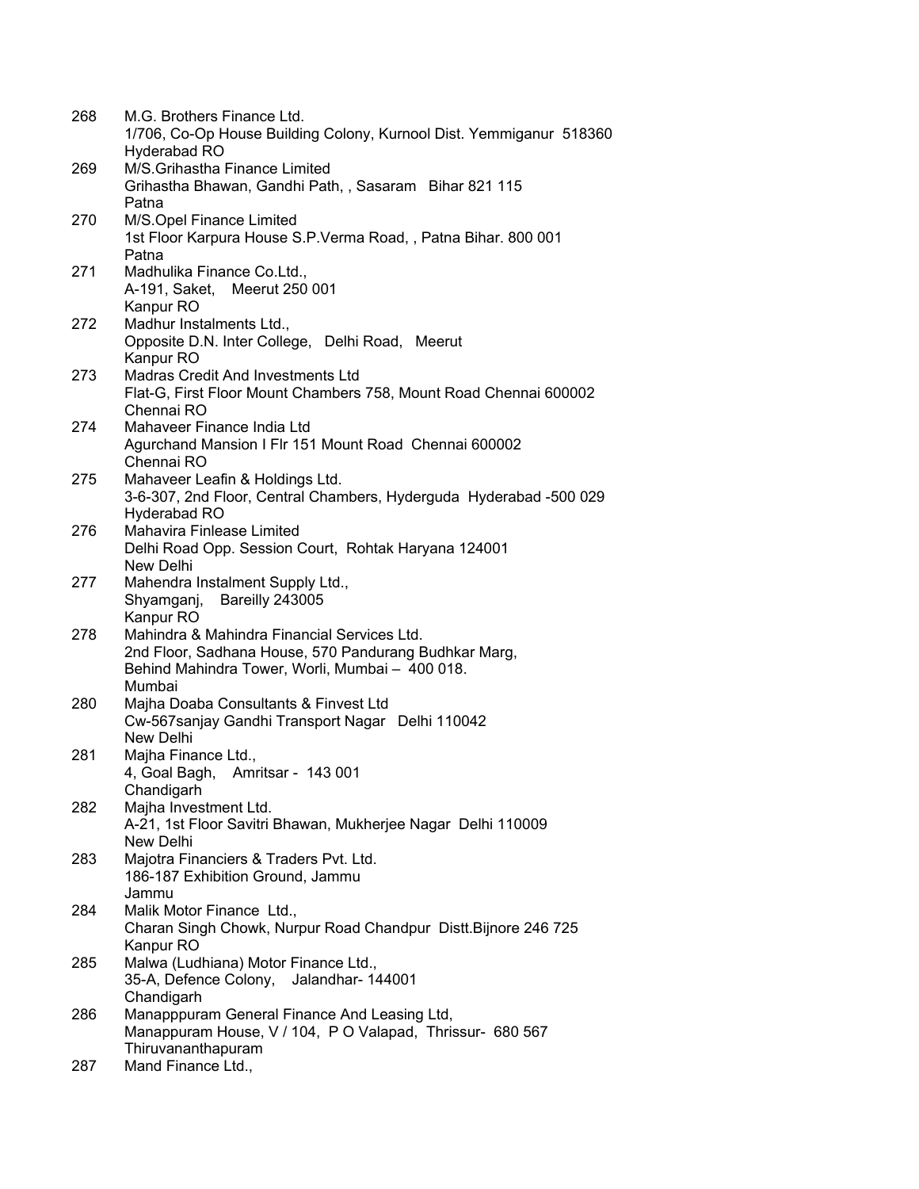268 M.G. Brothers Finance Ltd.
1/706, Co-Op House Building Colony, Kurnool Dist. Yemmiganur 518360
Hyderabad RO

269 M/S.Grihastha Finance Limited
Grihastha Bhawan, Gandhi Path, , Sasaram Bihar 821 115
Patna

270 M/S.Opel Finance Limited
1st Floor Karpura House S.P.Verma Road, , Patna Bihar. 800 001
Patna

271 Madhulika Finance Co.Ltd.,
A-191, Saket, Meerut 250 001
Kanpur RO

272 Madhur Instalments Ltd.,
Opposite D.N. Inter College, Delhi Road, Meerut
Kanpur RO

273 Madras Credit And Investments Ltd
Flat-G, First Floor Mount Chambers 758, Mount Road Chennai 600002
Chennai RO

274 Mahaveer Finance India Ltd
Agurchand Mansion I Flr 151 Mount Road Chennai 600002
Chennai RO

275 Mahaveer Leafin & Holdings Ltd.
3-6-307, 2nd Floor, Central Chambers, Hyderguda Hyderabad -500 029
Hyderabad RO

276 Mahavira Finlease Limited
Delhi Road Opp. Session Court, Rohtak Haryana 124001
New Delhi

277 Mahendra Instalment Supply Ltd.,
Shyamganj, Bareilly 243005
Kanpur RO

278 Mahindra & Mahindra Financial Services Ltd.
2nd Floor, Sadhana House, 570 Pandurang Budhkar Marg,
Behind Mahindra Tower, Worli, Mumbai – 400 018.
Mumbai

280 Majha Doaba Consultants & Finvest Ltd
Cw-567sanjay Gandhi Transport Nagar Delhi 110042
New Delhi

281 Majha Finance Ltd.,
4, Goal Bagh, Amritsar - 143 001
Chandigarh

282 Majha Investment Ltd.
A-21, 1st Floor Savitri Bhawan, Mukherjee Nagar Delhi 110009
New Delhi

283 Majotra Financiers & Traders Pvt. Ltd.
186-187 Exhibition Ground, Jammu
Jammu

284 Malik Motor Finance Ltd.,
Charan Singh Chowk, Nurpur Road Chandpur Distt.Bijnore 246 725
Kanpur RO

285 Malwa (Ludhiana) Motor Finance Ltd.,
35-A, Defence Colony, Jalandhar- 144001
Chandigarh

286 Manapppuram General Finance And Leasing Ltd,
Manappuram House, V / 104, P O Valapad, Thrissur- 680 567
Thiruvananthapuram

287 Mand Finance Ltd.,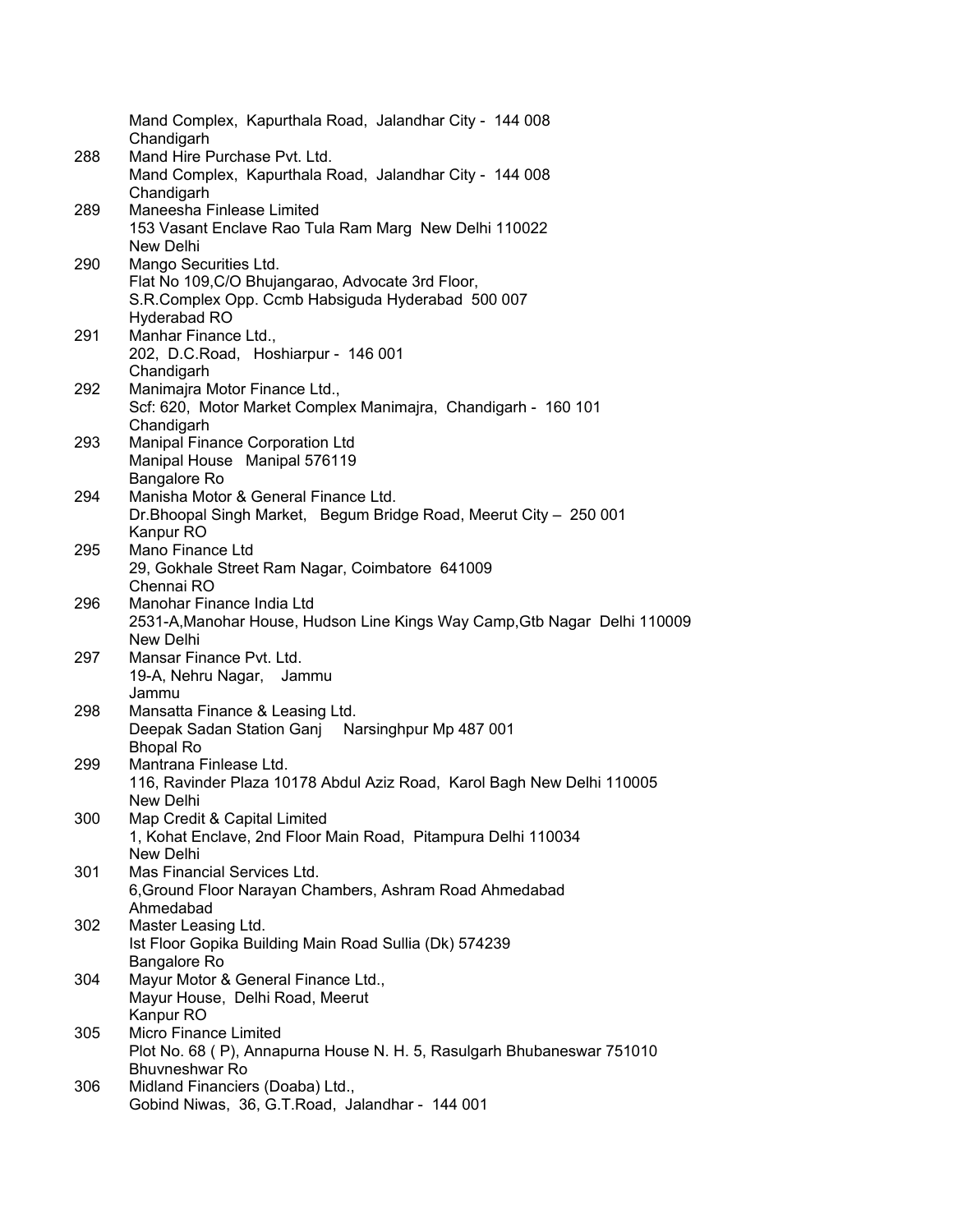Mand Complex, Kapurthala Road, Jalandhar City - 144 008
Chandigarh

288 Mand Hire Purchase Pvt. Ltd.
Mand Complex, Kapurthala Road, Jalandhar City - 144 008
Chandigarh

289 Maneesha Finlease Limited
153 Vasant Enclave Rao Tula Ram Marg New Delhi 110022
New Delhi

290 Mango Securities Ltd.
Flat No 109,C/O Bhujangarao, Advocate 3rd Floor,
S.R.Complex Opp. Ccmb Habsiguda Hyderabad 500 007
Hyderabad RO

291 Manhar Finance Ltd.,
202, D.C.Road, Hoshiarpur - 146 001
Chandigarh

292 Manimajra Motor Finance Ltd.,
Scf: 620, Motor Market Complex Manimajra, Chandigarh - 160 101
Chandigarh

293 Manipal Finance Corporation Ltd
Manipal House Manipal 576119
Bangalore Ro

294 Manisha Motor & General Finance Ltd.
Dr.Bhoopal Singh Market, Begum Bridge Road, Meerut City – 250 001
Kanpur RO

295 Mano Finance Ltd
29, Gokhale Street Ram Nagar, Coimbatore 641009
Chennai RO

296 Manohar Finance India Ltd
2531-A,Manohar House, Hudson Line Kings Way Camp,Gtb Nagar Delhi 110009
New Delhi

297 Mansar Finance Pvt. Ltd.
19-A, Nehru Nagar, Jammu
Jammu

298 Mansatta Finance & Leasing Ltd.
Deepak Sadan Station Ganj Narsinghpur Mp 487 001
Bhopal Ro

299 Mantrana Finlease Ltd.
116, Ravinder Plaza 10178 Abdul Aziz Road, Karol Bagh New Delhi 110005
New Delhi

300 Map Credit & Capital Limited
1, Kohat Enclave, 2nd Floor Main Road, Pitampura Delhi 110034
New Delhi

301 Mas Financial Services Ltd.
6,Ground Floor Narayan Chambers, Ashram Road Ahmedabad
Ahmedabad

302 Master Leasing Ltd.
Ist Floor Gopika Building Main Road Sullia (Dk) 574239
Bangalore Ro

304 Mayur Motor & General Finance Ltd.,
Mayur House, Delhi Road, Meerut
Kanpur RO

305 Micro Finance Limited
Plot No. 68 ( P), Annapurna House N. H. 5, Rasulgarh Bhubaneswar 751010
Bhuvneshwar Ro

306 Midland Financiers (Doaba) Ltd.,
Gobind Niwas, 36, G.T.Road, Jalandhar - 144 001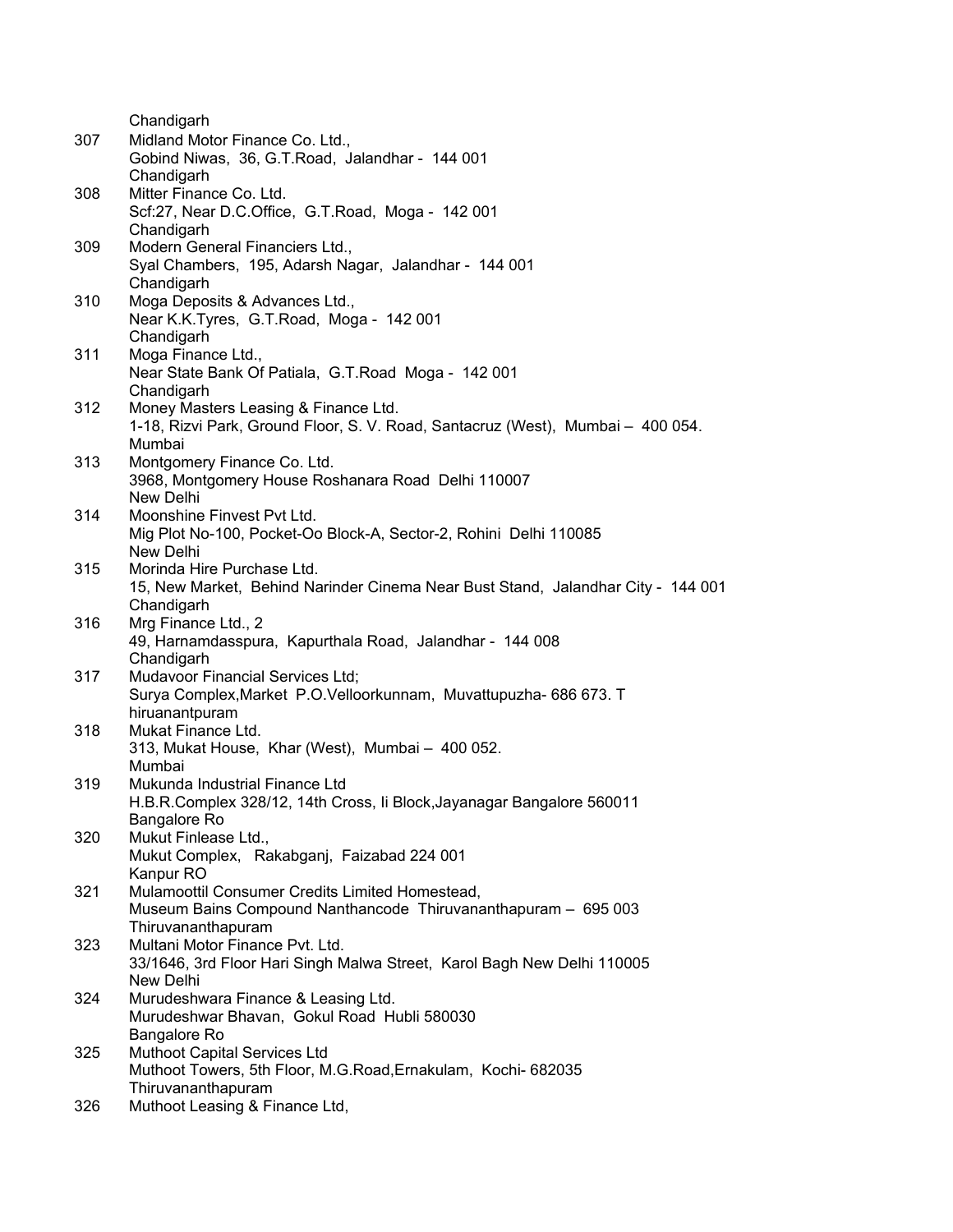Chandigarh

307 Midland Motor Finance Co. Ltd.,
Gobind Niwas, 36, G.T.Road, Jalandhar - 144 001
Chandigarh

308 Mitter Finance Co. Ltd.
Scf:27, Near D.C.Office, G.T.Road, Moga - 142 001
Chandigarh

309 Modern General Financiers Ltd.,
Syal Chambers, 195, Adarsh Nagar, Jalandhar - 144 001
Chandigarh

310 Moga Deposits & Advances Ltd.,
Near K.K.Tyres, G.T.Road, Moga - 142 001
Chandigarh

311 Moga Finance Ltd.,
Near State Bank Of Patiala, G.T.Road Moga - 142 001
Chandigarh

312 Money Masters Leasing & Finance Ltd.
1-18, Rizvi Park, Ground Floor, S. V. Road, Santacruz (West), Mumbai – 400 054.
Mumbai

313 Montgomery Finance Co. Ltd.
3968, Montgomery House Roshanara Road Delhi 110007
New Delhi

314 Moonshine Finvest Pvt Ltd.
Mig Plot No-100, Pocket-Oo Block-A, Sector-2, Rohini Delhi 110085
New Delhi

315 Morinda Hire Purchase Ltd.
15, New Market, Behind Narinder Cinema Near Bust Stand, Jalandhar City - 144 001
Chandigarh

316 Mrg Finance Ltd., 2
49, Harnamdasspura, Kapurthala Road, Jalandhar - 144 008
Chandigarh

317 Mudavoor Financial Services Ltd;
Surya Complex,Market P.O.Velloorkunnam, Muvattupuzha- 686 673. T
hiruanantpuram

318 Mukat Finance Ltd.
313, Mukat House, Khar (West), Mumbai – 400 052.
Mumbai

319 Mukunda Industrial Finance Ltd
H.B.R.Complex 328/12, 14th Cross, Ii Block,Jayanagar Bangalore 560011
Bangalore Ro

320 Mukut Finlease Ltd.,
Mukut Complex, Rakabganj, Faizabad 224 001
Kanpur RO

321 Mulamoottil Consumer Credits Limited Homestead,
Museum Bains Compound Nanthancode Thiruvananthapuram – 695 003
Thiruvananthapuram

323 Multani Motor Finance Pvt. Ltd.
33/1646, 3rd Floor Hari Singh Malwa Street, Karol Bagh New Delhi 110005
New Delhi

324 Murudeshwara Finance & Leasing Ltd.
Murudeshwar Bhavan, Gokul Road Hubli 580030
Bangalore Ro

325 Muthoot Capital Services Ltd
Muthoot Towers, 5th Floor, M.G.Road,Ernakulam, Kochi- 682035
Thiruvananthapuram

326 Muthoot Leasing & Finance Ltd,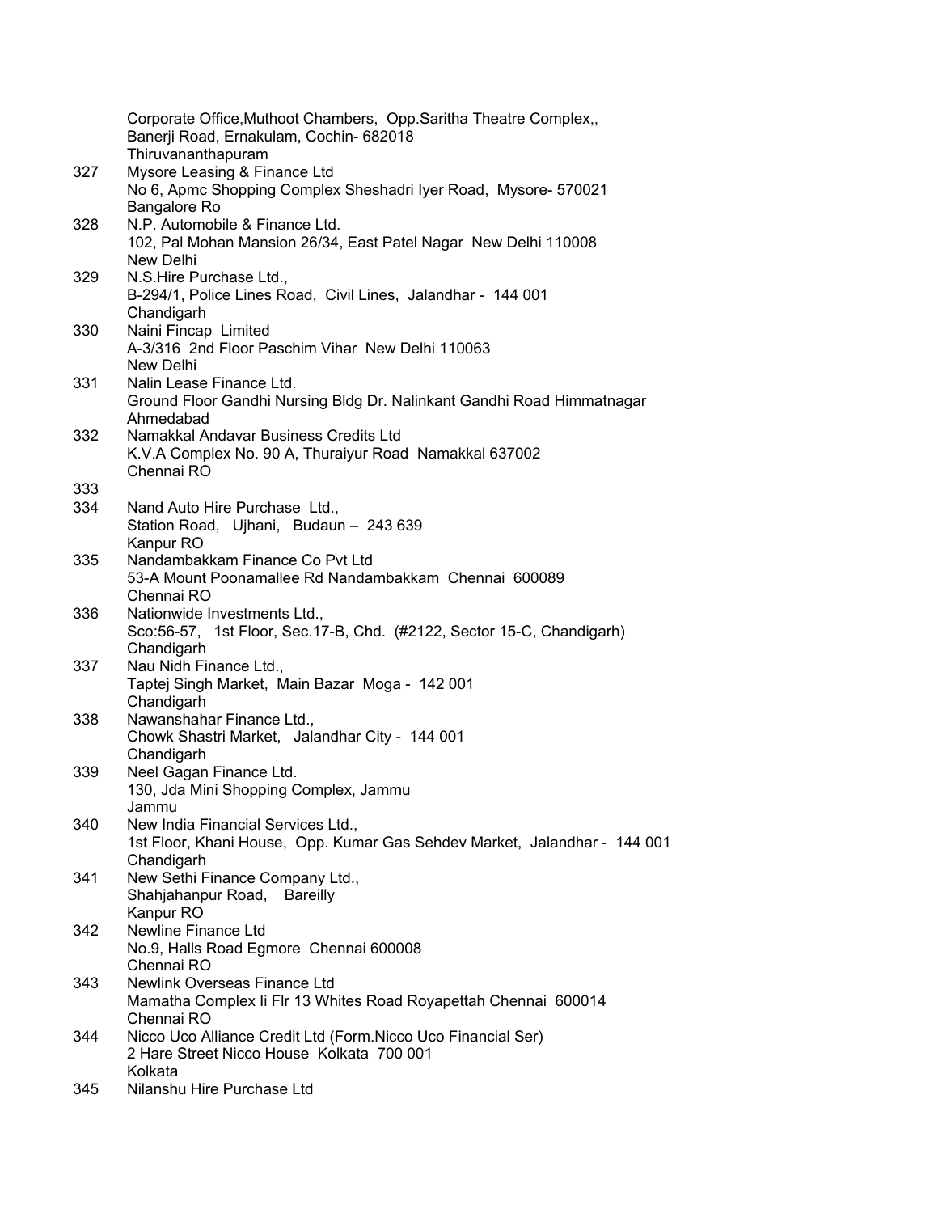| | |
|---|---|
| | Corporate Office,Muthoot Chambers, Opp.Saritha Theatre Complex,,<br>Banerji Road, Ernakulam, Cochin- 682018<br>Thiruvananthapuram |
| 327 | Mysore Leasing & Finance Ltd<br>No 6, Apmc Shopping Complex Sheshadri Iyer Road, Mysore- 570021<br>Bangalore Ro |
| 328 | N.P. Automobile & Finance Ltd.<br>102, Pal Mohan Mansion 26/34, East Patel Nagar New Delhi 110008<br>New Delhi |
| 329 | N.S.Hire Purchase Ltd.,<br>B-294/1, Police Lines Road, Civil Lines, Jalandhar - 144 001<br>Chandigarh |
| 330 | Naini Fincap Limited<br>A-3/316 2nd Floor Paschim Vihar New Delhi 110063<br>New Delhi |
| 331 | Nalin Lease Finance Ltd.<br>Ground Floor Gandhi Nursing Bldg Dr. Nalinkant Gandhi Road Himmatnagar<br>Ahmedabad |
| 332 | Namakkal Andavar Business Credits Ltd<br>K.V.A Complex No. 90 A, Thuraiyur Road Namakkal 637002<br>Chennai RO |
| 333 | |
| 334 | Nand Auto Hire Purchase Ltd.,<br>Station Road, Ujhani, Budaun – 243 639<br>Kanpur RO |
| 335 | Nandambakkam Finance Co Pvt Ltd<br>53-A Mount Poonamallee Rd Nandambakkam Chennai 600089<br>Chennai RO |
| 336 | Nationwide Investments Ltd.,<br>Sco:56-57, 1st Floor, Sec.17-B, Chd. (#2122, Sector 15-C, Chandigarh)<br>Chandigarh |
| 337 | Nau Nidh Finance Ltd.,<br>Taptej Singh Market, Main Bazar Moga - 142 001<br>Chandigarh |
| 338 | Nawanshahar Finance Ltd.,<br>Chowk Shastri Market, Jalandhar City - 144 001<br>Chandigarh |
| 339 | Neel Gagan Finance Ltd.<br>130, Jda Mini Shopping Complex, Jammu<br>Jammu |
| 340 | New India Financial Services Ltd.,<br>1st Floor, Khani House, Opp. Kumar Gas Sehdev Market, Jalandhar - 144 001<br>Chandigarh |
| 341 | New Sethi Finance Company Ltd.,<br>Shahjahanpur Road, Bareilly<br>Kanpur RO |
| 342 | Newline Finance Ltd<br>No.9, Halls Road Egmore Chennai 600008<br>Chennai RO |
| 343 | Newlink Overseas Finance Ltd<br>Mamatha Complex Ii Flr 13 Whites Road Royapettah Chennai 600014<br>Chennai RO |
| 344 | Nicco Uco Alliance Credit Ltd (Form.Nicco Uco Financial Ser)<br>2 Hare Street Nicco House Kolkata 700 001<br>Kolkata |
| 345 | Nilanshu Hire Purchase Ltd |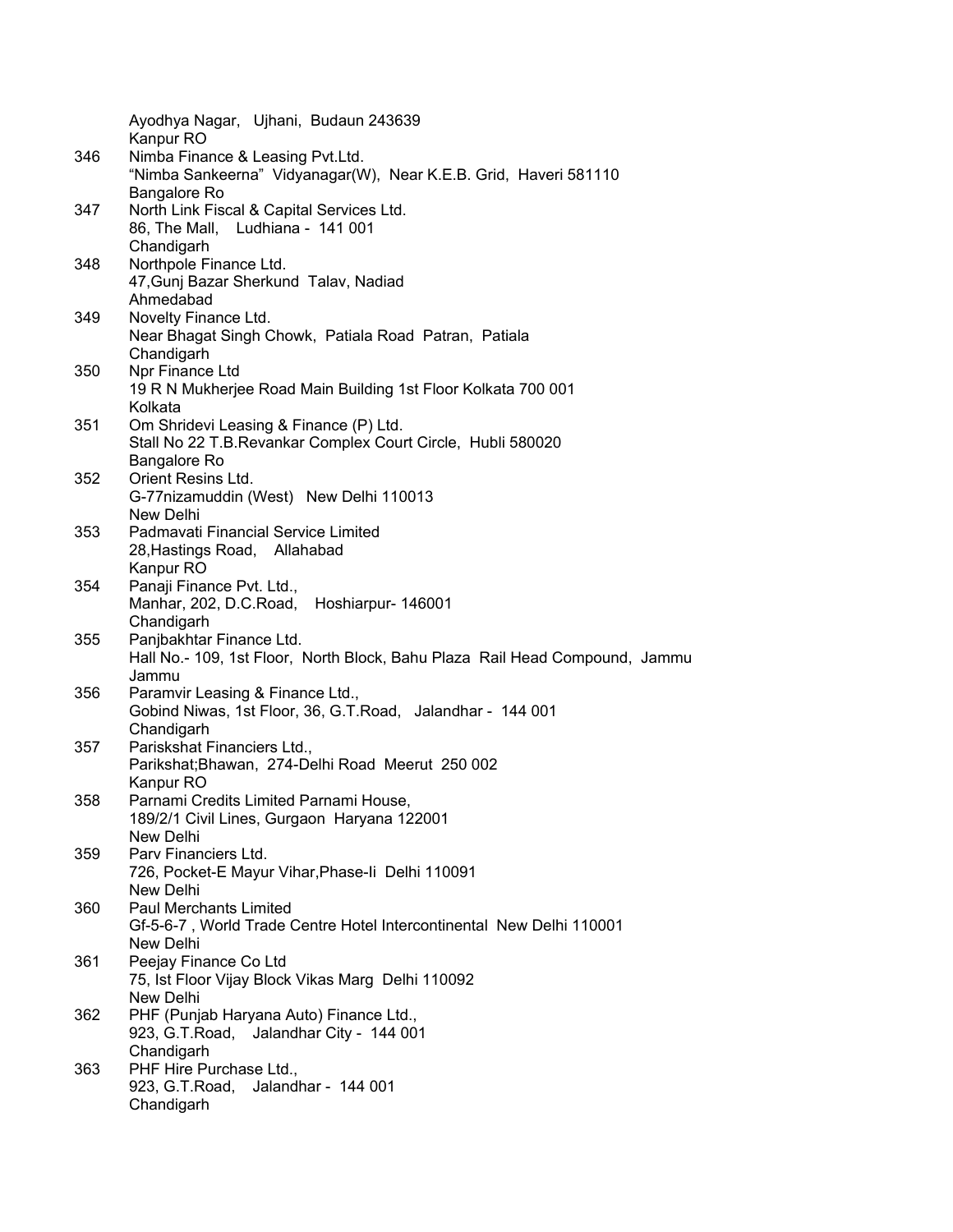Ayodhya Nagar, Ujhani, Budaun 243639
Kanpur RO

346 Nimba Finance & Leasing Pvt.Ltd.
"Nimba Sankeerna" Vidyanagar(W), Near K.E.B. Grid, Haveri 581110
Bangalore Ro

347 North Link Fiscal & Capital Services Ltd.
86, The Mall, Ludhiana - 141 001
Chandigarh

348 Northpole Finance Ltd.
47,Gunj Bazar Sherkund Talav, Nadiad
Ahmedabad

349 Novelty Finance Ltd.
Near Bhagat Singh Chowk, Patiala Road Patran, Patiala
Chandigarh

350 Npr Finance Ltd
19 R N Mukherjee Road Main Building 1st Floor Kolkata 700 001
Kolkata

351 Om Shridevi Leasing & Finance (P) Ltd.
Stall No 22 T.B.Revankar Complex Court Circle, Hubli 580020
Bangalore Ro

352 Orient Resins Ltd.
G-77nizamuddin (West) New Delhi 110013
New Delhi

353 Padmavati Financial Service Limited
28,Hastings Road, Allahabad
Kanpur RO

354 Panaji Finance Pvt. Ltd.,
Manhar, 202, D.C.Road, Hoshiarpur- 146001
Chandigarh

355 Panjbakhtar Finance Ltd.
Hall No.- 109, 1st Floor, North Block, Bahu Plaza Rail Head Compound, Jammu
Jammu

356 Paramvir Leasing & Finance Ltd.,
Gobind Niwas, 1st Floor, 36, G.T.Road, Jalandhar - 144 001
Chandigarh

357 Pariskshat Financiers Ltd.,
Parikshat;Bhawan, 274-Delhi Road Meerut 250 002
Kanpur RO

358 Parnami Credits Limited Parnami House,
189/2/1 Civil Lines, Gurgaon Haryana 122001
New Delhi

359 Parv Financiers Ltd.
726, Pocket-E Mayur Vihar,Phase-Ii Delhi 110091
New Delhi

360 Paul Merchants Limited
Gf-5-6-7 , World Trade Centre Hotel Intercontinental New Delhi 110001
New Delhi

361 Peejay Finance Co Ltd
75, Ist Floor Vijay Block Vikas Marg Delhi 110092
New Delhi

362 PHF (Punjab Haryana Auto) Finance Ltd.,
923, G.T.Road, Jalandhar City - 144 001
Chandigarh

363 PHF Hire Purchase Ltd.,
923, G.T.Road, Jalandhar - 144 001
Chandigarh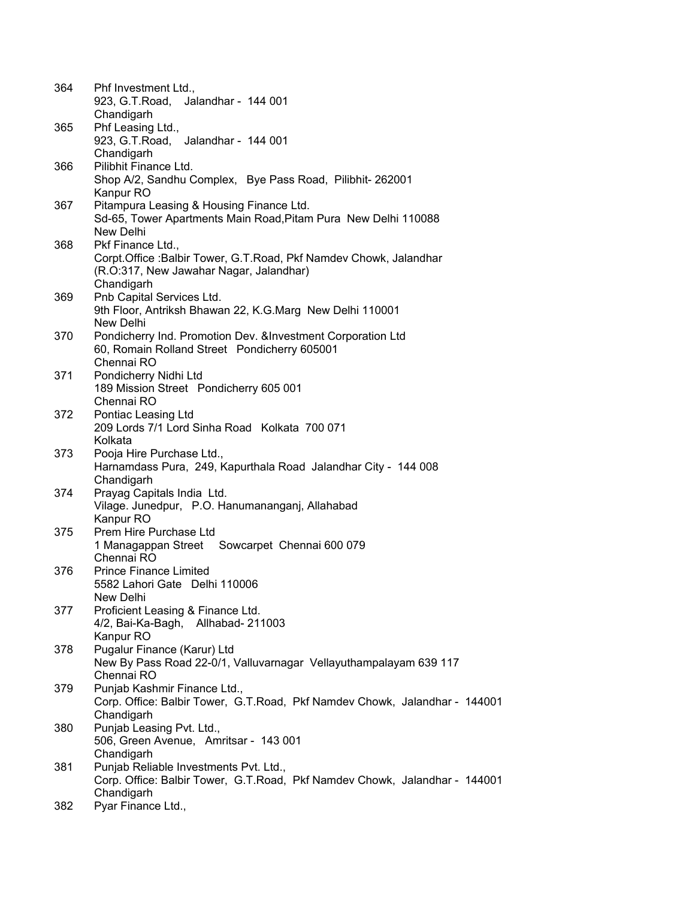364 Phf Investment Ltd.,
923, G.T.Road, Jalandhar - 144 001
Chandigarh

365 Phf Leasing Ltd.,
923, G.T.Road, Jalandhar - 144 001
Chandigarh

366 Pilibhit Finance Ltd.
Shop A/2, Sandhu Complex, Bye Pass Road, Pilibhit- 262001
Kanpur RO

367 Pitampura Leasing & Housing Finance Ltd.
Sd-65, Tower Apartments Main Road,Pitam Pura New Delhi 110088
New Delhi

368 Pkf Finance Ltd.,
Corpt.Office :Balbir Tower, G.T.Road, Pkf Namdev Chowk, Jalandhar
(R.O:317, New Jawahar Nagar, Jalandhar)
Chandigarh

369 Pnb Capital Services Ltd.
9th Floor, Antriksh Bhawan 22, K.G.Marg New Delhi 110001
New Delhi

370 Pondicherry Ind. Promotion Dev. &Investment Corporation Ltd
60, Romain Rolland Street Pondicherry 605001
Chennai RO

371 Pondicherry Nidhi Ltd
189 Mission Street Pondicherry 605 001
Chennai RO

372 Pontiac Leasing Ltd
209 Lords 7/1 Lord Sinha Road Kolkata 700 071
Kolkata

373 Pooja Hire Purchase Ltd.,
Harnamdass Pura, 249, Kapurthala Road Jalandhar City - 144 008
Chandigarh

374 Prayag Capitals India Ltd.
Vilage. Junedpur, P.O. Hanumananganj, Allahabad
Kanpur RO

375 Prem Hire Purchase Ltd
1 Managappan Street Sowcarpet Chennai 600 079
Chennai RO

376 Prince Finance Limited
5582 Lahori Gate Delhi 110006
New Delhi

377 Proficient Leasing & Finance Ltd.
4/2, Bai-Ka-Bagh, Allhabad- 211003
Kanpur RO

378 Pugalur Finance (Karur) Ltd
New By Pass Road 22-0/1, Valluvarnagar Vellayuthampalayam 639 117
Chennai RO

379 Punjab Kashmir Finance Ltd.,
Corp. Office: Balbir Tower, G.T.Road, Pkf Namdev Chowk, Jalandhar - 144001
Chandigarh

380 Punjab Leasing Pvt. Ltd.,
506, Green Avenue, Amritsar - 143 001
Chandigarh

381 Punjab Reliable Investments Pvt. Ltd.,
Corp. Office: Balbir Tower, G.T.Road, Pkf Namdev Chowk, Jalandhar - 144001
Chandigarh

382 Pyar Finance Ltd.,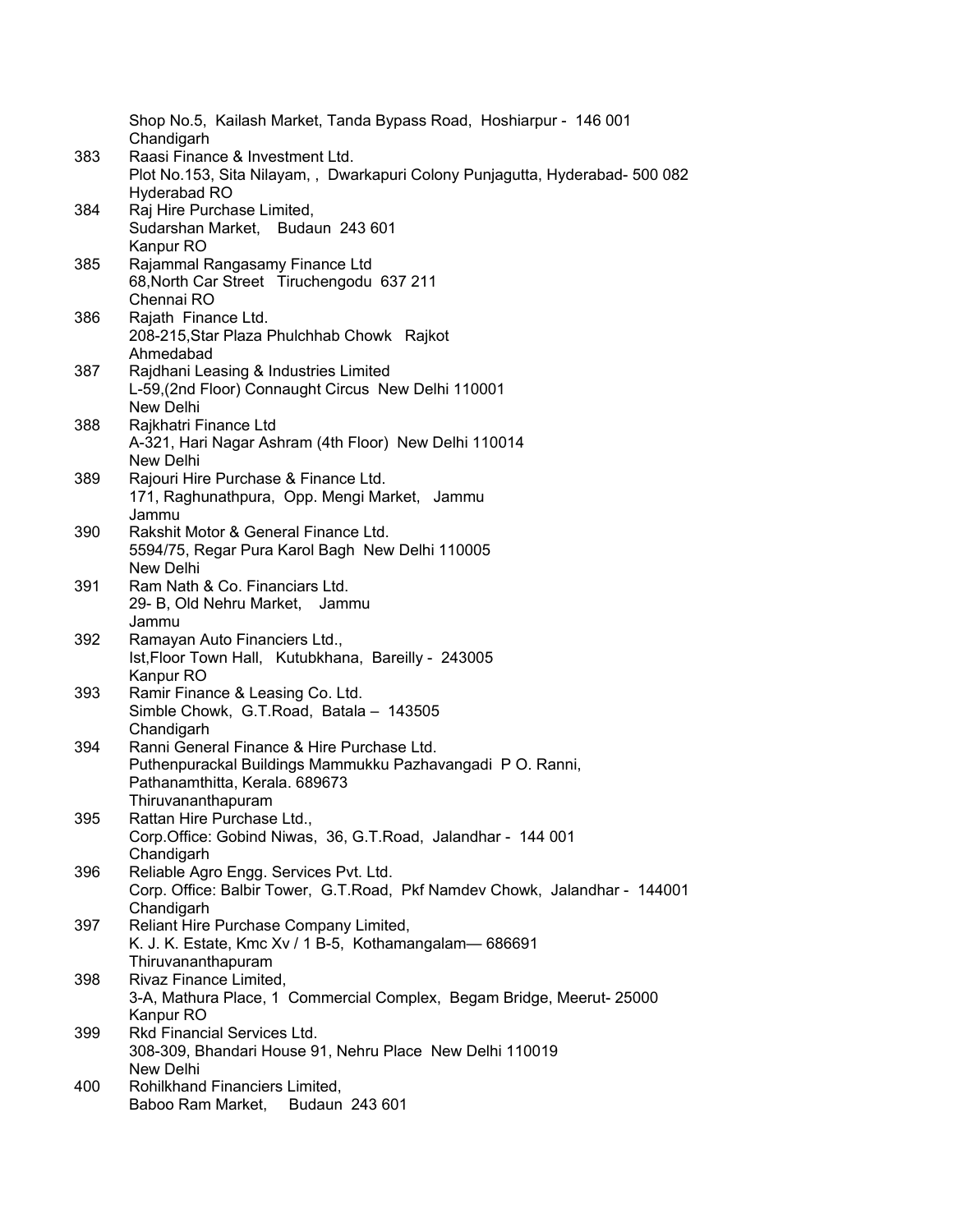Shop No.5, Kailash Market, Tanda Bypass Road, Hoshiarpur - 146 001
Chandigarh

383 Raasi Finance & Investment Ltd.
Plot No.153, Sita Nilayam, , Dwarkapuri Colony Punjagutta, Hyderabad- 500 082
Hyderabad RO

384 Raj Hire Purchase Limited,
Sudarshan Market, Budaun 243 601
Kanpur RO

385 Rajammal Rangasamy Finance Ltd
68,North Car Street Tiruchengodu 637 211
Chennai RO

386 Rajath Finance Ltd.
208-215,Star Plaza Phulchhab Chowk Rajkot
Ahmedabad

387 Rajdhani Leasing & Industries Limited
L-59,(2nd Floor) Connaught Circus New Delhi 110001
New Delhi

388 Rajkhatri Finance Ltd
A-321, Hari Nagar Ashram (4th Floor) New Delhi 110014
New Delhi

389 Rajouri Hire Purchase & Finance Ltd.
171, Raghunathpura, Opp. Mengi Market, Jammu
Jammu

390 Rakshit Motor & General Finance Ltd.
5594/75, Regar Pura Karol Bagh New Delhi 110005
New Delhi

391 Ram Nath & Co. Financiars Ltd.
29- B, Old Nehru Market, Jammu
Jammu

392 Ramayan Auto Financiers Ltd.,
Ist,Floor Town Hall, Kutubkhana, Bareilly - 243005
Kanpur RO

393 Ramir Finance & Leasing Co. Ltd.
Simble Chowk, G.T.Road, Batala – 143505
Chandigarh

394 Ranni General Finance & Hire Purchase Ltd.
Puthenpurackal Buildings Mammukku Pazhavangadi P O. Ranni,
Pathanamthitta, Kerala. 689673
Thiruvananthapuram

395 Rattan Hire Purchase Ltd.,
Corp.Office: Gobind Niwas, 36, G.T.Road, Jalandhar - 144 001
Chandigarh

396 Reliable Agro Engg. Services Pvt. Ltd.
Corp. Office: Balbir Tower, G.T.Road, Pkf Namdev Chowk, Jalandhar - 144001
Chandigarh

397 Reliant Hire Purchase Company Limited,
K. J. K. Estate, Kmc Xv / 1 B-5, Kothamangalam— 686691
Thiruvananthapuram

398 Rivaz Finance Limited,
3-A, Mathura Place, 1 Commercial Complex, Begam Bridge, Meerut- 25000
Kanpur RO

399 Rkd Financial Services Ltd.
308-309, Bhandari House 91, Nehru Place New Delhi 110019
New Delhi

400 Rohilkhand Financiers Limited,
Baboo Ram Market, Budaun 243 601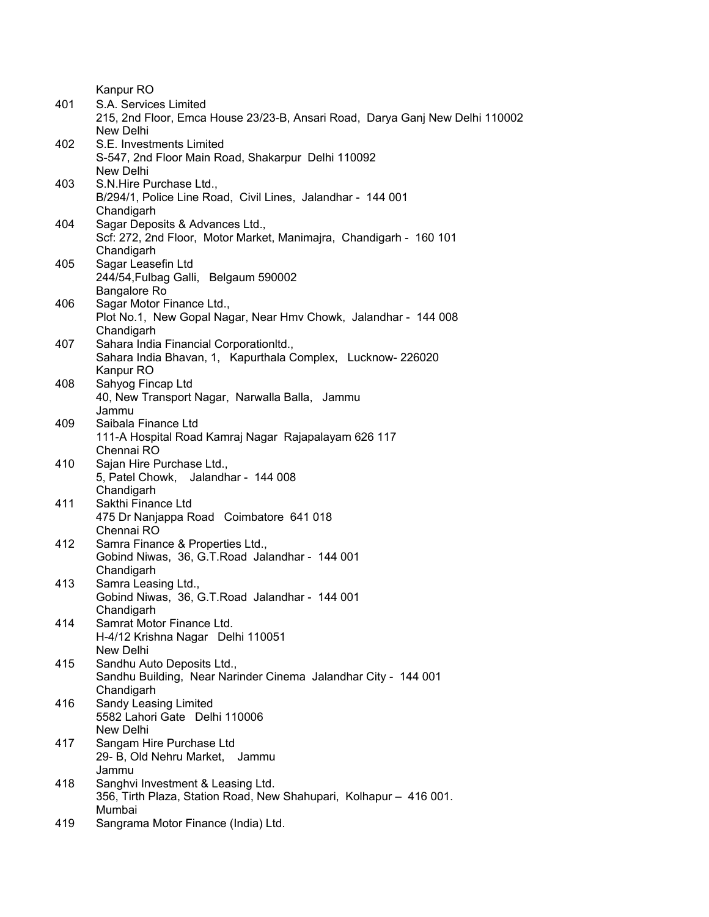Kanpur RO

401 S.A. Services Limited
215, 2nd Floor, Emca House 23/23-B, Ansari Road, Darya Ganj New Delhi 110002
New Delhi

402 S.E. Investments Limited
S-547, 2nd Floor Main Road, Shakarpur Delhi 110092
New Delhi

403 S.N.Hire Purchase Ltd.,
B/294/1, Police Line Road, Civil Lines, Jalandhar - 144 001
Chandigarh

404 Sagar Deposits & Advances Ltd.,
Scf: 272, 2nd Floor, Motor Market, Manimajra, Chandigarh - 160 101
Chandigarh

405 Sagar Leasefin Ltd
244/54,Fulbag Galli, Belgaum 590002
Bangalore Ro

406 Sagar Motor Finance Ltd.,
Plot No.1, New Gopal Nagar, Near Hmv Chowk, Jalandhar - 144 008
Chandigarh

407 Sahara India Financial Corporationltd.,
Sahara India Bhavan, 1, Kapurthala Complex, Lucknow- 226020
Kanpur RO

408 Sahyog Fincap Ltd
40, New Transport Nagar, Narwalla Balla, Jammu
Jammu

409 Saibala Finance Ltd
111-A Hospital Road Kamraj Nagar Rajapalayam 626 117
Chennai RO

410 Sajan Hire Purchase Ltd.,
5, Patel Chowk, Jalandhar - 144 008
Chandigarh

411 Sakthi Finance Ltd
475 Dr Nanjappa Road Coimbatore 641 018
Chennai RO

412 Samra Finance & Properties Ltd.,
Gobind Niwas, 36, G.T.Road Jalandhar - 144 001
Chandigarh

413 Samra Leasing Ltd.,
Gobind Niwas, 36, G.T.Road Jalandhar - 144 001
Chandigarh

414 Samrat Motor Finance Ltd.
H-4/12 Krishna Nagar Delhi 110051
New Delhi

415 Sandhu Auto Deposits Ltd.,
Sandhu Building, Near Narinder Cinema Jalandhar City - 144 001
Chandigarh

416 Sandy Leasing Limited
5582 Lahori Gate Delhi 110006
New Delhi

417 Sangam Hire Purchase Ltd
29- B, Old Nehru Market, Jammu
Jammu

418 Sanghvi Investment & Leasing Ltd.
356, Tirth Plaza, Station Road, New Shahupari, Kolhapur – 416 001.
Mumbai

419 Sangrama Motor Finance (India) Ltd.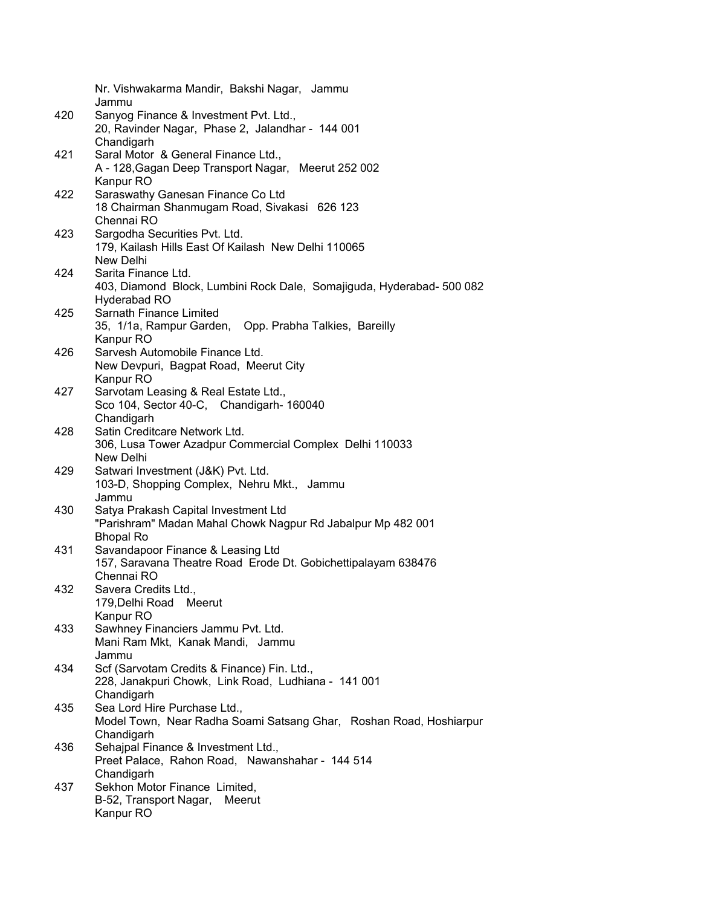Nr. Vishwakarma Mandir, Bakshi Nagar, Jammu
Jammu

420 Sanyog Finance & Investment Pvt. Ltd.,
20, Ravinder Nagar, Phase 2, Jalandhar - 144 001
Chandigarh

421 Saral Motor & General Finance Ltd.,
A - 128,Gagan Deep Transport Nagar, Meerut 252 002
Kanpur RO

422 Saraswathy Ganesan Finance Co Ltd
18 Chairman Shanmugam Road, Sivakasi 626 123
Chennai RO

423 Sargodha Securities Pvt. Ltd.
179, Kailash Hills East Of Kailash New Delhi 110065
New Delhi

424 Sarita Finance Ltd.
403, Diamond Block, Lumbini Rock Dale, Somajiguda, Hyderabad- 500 082
Hyderabad RO

425 Sarnath Finance Limited
35, 1/1a, Rampur Garden, Opp. Prabha Talkies, Bareilly
Kanpur RO

426 Sarvesh Automobile Finance Ltd.
New Devpuri, Bagpat Road, Meerut City
Kanpur RO

427 Sarvotam Leasing & Real Estate Ltd.,
Sco 104, Sector 40-C, Chandigarh- 160040
Chandigarh

428 Satin Creditcare Network Ltd.
306, Lusa Tower Azadpur Commercial Complex Delhi 110033
New Delhi

429 Satwari Investment (J&K) Pvt. Ltd.
103-D, Shopping Complex, Nehru Mkt., Jammu
Jammu

430 Satya Prakash Capital Investment Ltd
"Parishram" Madan Mahal Chowk Nagpur Rd Jabalpur Mp 482 001
Bhopal Ro

431 Savandapoor Finance & Leasing Ltd
157, Saravana Theatre Road Erode Dt. Gobichettipalayam 638476
Chennai RO

432 Savera Credits Ltd.,
179,Delhi Road Meerut
Kanpur RO

433 Sawhney Financiers Jammu Pvt. Ltd.
Mani Ram Mkt, Kanak Mandi, Jammu
Jammu

434 Scf (Sarvotam Credits & Finance) Fin. Ltd.,
228, Janakpuri Chowk, Link Road, Ludhiana - 141 001
Chandigarh

435 Sea Lord Hire Purchase Ltd.,
Model Town, Near Radha Soami Satsang Ghar, Roshan Road, Hoshiarpur
Chandigarh

436 Sehajpal Finance & Investment Ltd.,
Preet Palace, Rahon Road, Nawanshahar - 144 514
Chandigarh

437 Sekhon Motor Finance Limited,
B-52, Transport Nagar, Meerut
Kanpur RO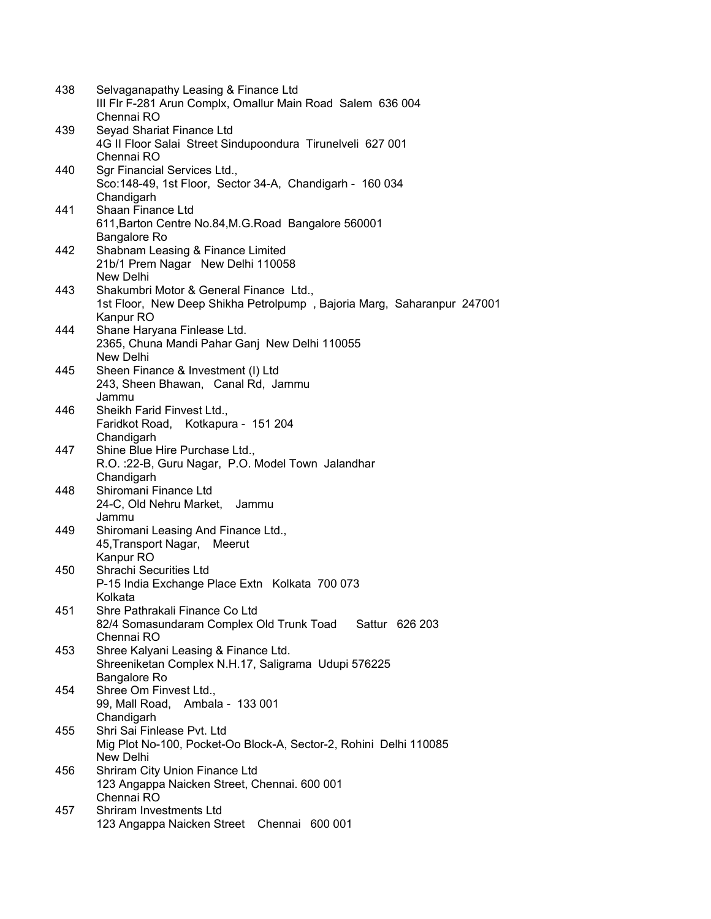438 Selvaganapathy Leasing & Finance Ltd
III Flr F-281 Arun Complx, Omallur Main Road Salem 636 004
Chennai RO

439 Seyad Shariat Finance Ltd
4G II Floor Salai Street Sindupoondura Tirunelveli 627 001
Chennai RO

440 Sgr Financial Services Ltd.,
Sco:148-49, 1st Floor, Sector 34-A, Chandigarh - 160 034
Chandigarh

441 Shaan Finance Ltd
611,Barton Centre No.84,M.G.Road Bangalore 560001
Bangalore Ro

442 Shabnam Leasing & Finance Limited
21b/1 Prem Nagar New Delhi 110058
New Delhi

443 Shakumbri Motor & General Finance Ltd.,
1st Floor, New Deep Shikha Petrolpump , Bajoria Marg, Saharanpur 247001
Kanpur RO

444 Shane Haryana Finlease Ltd.
2365, Chuna Mandi Pahar Ganj New Delhi 110055
New Delhi

445 Sheen Finance & Investment (I) Ltd
243, Sheen Bhawan, Canal Rd, Jammu
Jammu

446 Sheikh Farid Finvest Ltd.,
Faridkot Road, Kotkapura - 151 204
Chandigarh

447 Shine Blue Hire Purchase Ltd.,
R.O. :22-B, Guru Nagar, P.O. Model Town Jalandhar
Chandigarh

448 Shiromani Finance Ltd
24-C, Old Nehru Market, Jammu
Jammu

449 Shiromani Leasing And Finance Ltd.,
45,Transport Nagar, Meerut
Kanpur RO

450 Shrachi Securities Ltd
P-15 India Exchange Place Extn Kolkata 700 073
Kolkata

451 Shre Pathrakali Finance Co Ltd
82/4 Somasundaram Complex Old Trunk Toad Sattur 626 203
Chennai RO

453 Shree Kalyani Leasing & Finance Ltd.
Shreeniketan Complex N.H.17, Saligrama Udupi 576225
Bangalore Ro

454 Shree Om Finvest Ltd.,
99, Mall Road, Ambala - 133 001
Chandigarh

455 Shri Sai Finlease Pvt. Ltd
Mig Plot No-100, Pocket-Oo Block-A, Sector-2, Rohini Delhi 110085
New Delhi

456 Shriram City Union Finance Ltd
123 Angappa Naicken Street, Chennai. 600 001
Chennai RO

457 Shriram Investments Ltd
123 Angappa Naicken Street Chennai 600 001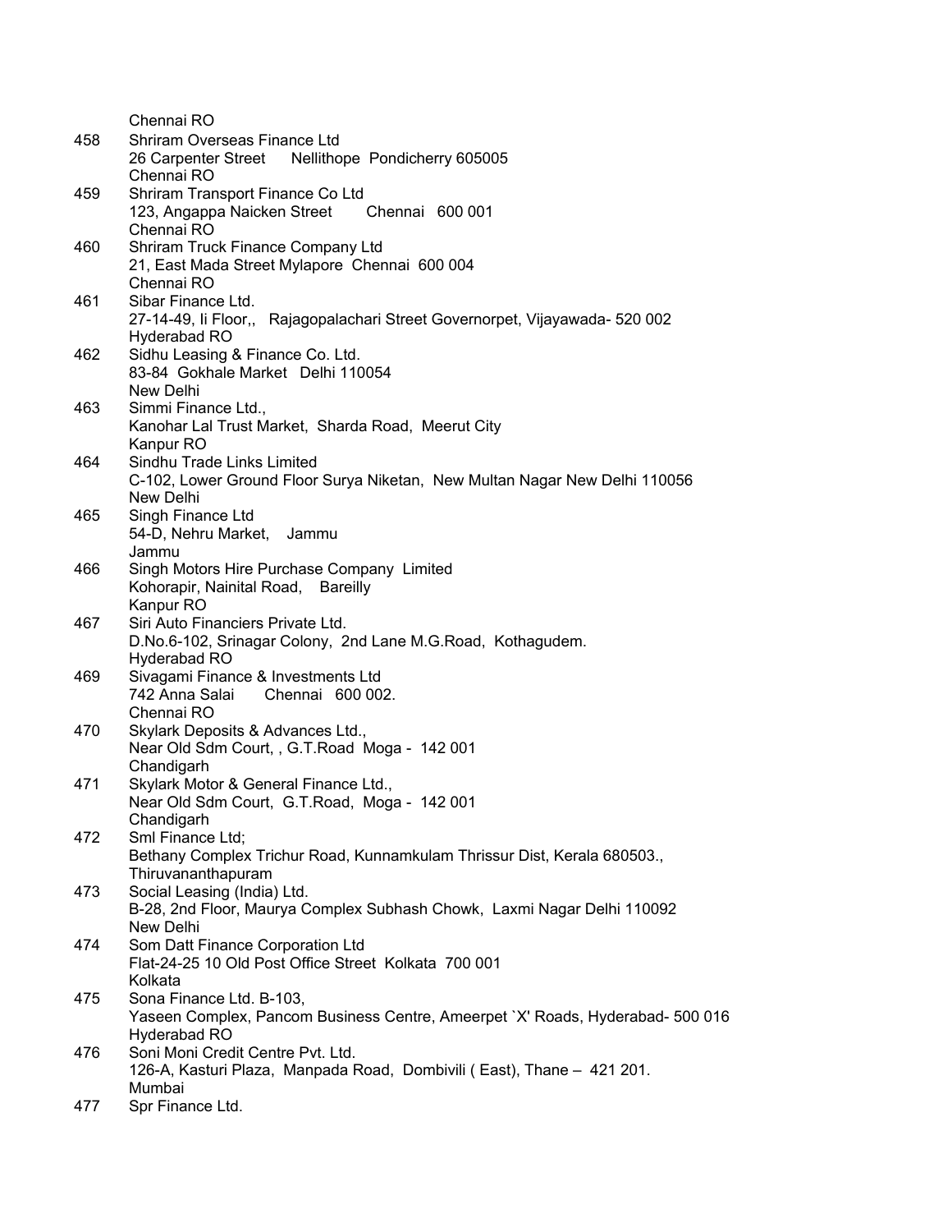Chennai RO

458 Shriram Overseas Finance Ltd
26 Carpenter Street Nellithope Pondicherry 605005
Chennai RO

459 Shriram Transport Finance Co Ltd
123, Angappa Naicken Street Chennai 600 001
Chennai RO

460 Shriram Truck Finance Company Ltd
21, East Mada Street Mylapore Chennai 600 004
Chennai RO

461 Sibar Finance Ltd.
27-14-49, Ii Floor,, Rajagopalachari Street Governorpet, Vijayawada- 520 002
Hyderabad RO

462 Sidhu Leasing & Finance Co. Ltd.
83-84 Gokhale Market Delhi 110054
New Delhi

463 Simmi Finance Ltd.,
Kanohar Lal Trust Market, Sharda Road, Meerut City
Kanpur RO

464 Sindhu Trade Links Limited
C-102, Lower Ground Floor Surya Niketan, New Multan Nagar New Delhi 110056
New Delhi

465 Singh Finance Ltd
54-D, Nehru Market, Jammu
Jammu

466 Singh Motors Hire Purchase Company Limited
Kohorapir, Nainital Road, Bareilly
Kanpur RO

467 Siri Auto Financiers Private Ltd.
D.No.6-102, Srinagar Colony, 2nd Lane M.G.Road, Kothagudem.
Hyderabad RO

469 Sivagami Finance & Investments Ltd
742 Anna Salai Chennai 600 002.
Chennai RO

470 Skylark Deposits & Advances Ltd.,
Near Old Sdm Court, , G.T.Road Moga - 142 001
Chandigarh

471 Skylark Motor & General Finance Ltd.,
Near Old Sdm Court, G.T.Road, Moga - 142 001
Chandigarh

472 Sml Finance Ltd;
Bethany Complex Trichur Road, Kunnamkulam Thrissur Dist, Kerala 680503.,
Thiruvananthapuram

473 Social Leasing (India) Ltd.
B-28, 2nd Floor, Maurya Complex Subhash Chowk, Laxmi Nagar Delhi 110092
New Delhi

474 Som Datt Finance Corporation Ltd
Flat-24-25 10 Old Post Office Street Kolkata 700 001
Kolkata

475 Sona Finance Ltd. B-103,
Yaseen Complex, Pancom Business Centre, Ameerpet `X' Roads, Hyderabad- 500 016
Hyderabad RO

476 Soni Moni Credit Centre Pvt. Ltd.
126-A, Kasturi Plaza, Manpada Road, Dombivili ( East), Thane – 421 201.
Mumbai

477 Spr Finance Ltd.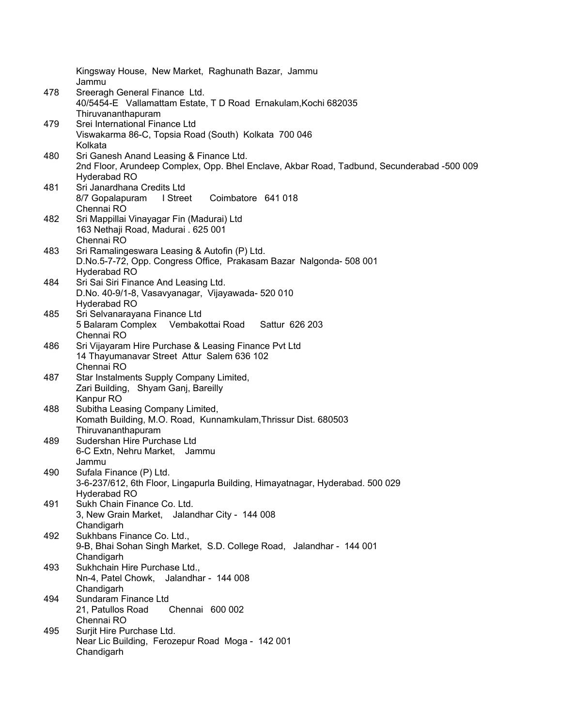Kingsway House, New Market, Raghunath Bazar, Jammu
Jammu

478 Sreeragh General Finance Ltd.
40/5454-E Vallamattam Estate, T D Road Ernakulam,Kochi 682035
Thiruvananthapuram

479 Srei International Finance Ltd
Viswakarma 86-C, Topsia Road (South) Kolkata 700 046
Kolkata

480 Sri Ganesh Anand Leasing & Finance Ltd.
2nd Floor, Arundeep Complex, Opp. Bhel Enclave, Akbar Road, Tadbund, Secunderabad -500 009
Hyderabad RO

481 Sri Janardhana Credits Ltd
8/7 Gopalapuram I Street Coimbatore 641 018
Chennai RO

482 Sri Mappillai Vinayagar Fin (Madurai) Ltd
163 Nethaji Road, Madurai . 625 001
Chennai RO

483 Sri Ramalingeswara Leasing & Autofin (P) Ltd.
D.No.5-7-72, Opp. Congress Office, Prakasam Bazar Nalgonda- 508 001
Hyderabad RO

484 Sri Sai Siri Finance And Leasing Ltd.
D.No. 40-9/1-8, Vasavyanagar, Vijayawada- 520 010
Hyderabad RO

485 Sri Selvanarayana Finance Ltd
5 Balaram Complex Vembakottai Road Sattur 626 203
Chennai RO

486 Sri Vijayaram Hire Purchase & Leasing Finance Pvt Ltd
14 Thayumanavar Street Attur Salem 636 102
Chennai RO

487 Star Instalments Supply Company Limited,
Zari Building, Shyam Ganj, Bareilly
Kanpur RO

488 Subitha Leasing Company Limited,
Komath Building, M.O. Road, Kunnamkulam,Thrissur Dist. 680503
Thiruvananthapuram

489 Sudershan Hire Purchase Ltd
6-C Extn, Nehru Market, Jammu
Jammu

490 Sufala Finance (P) Ltd.
3-6-237/612, 6th Floor, Lingapurla Building, Himayatnagar, Hyderabad. 500 029
Hyderabad RO

491 Sukh Chain Finance Co. Ltd.
3, New Grain Market, Jalandhar City - 144 008
Chandigarh

492 Sukhbans Finance Co. Ltd.,
9-B, Bhai Sohan Singh Market, S.D. College Road, Jalandhar - 144 001
Chandigarh

493 Sukhchain Hire Purchase Ltd.,
Nn-4, Patel Chowk, Jalandhar - 144 008
Chandigarh

494 Sundaram Finance Ltd
21, Patullos Road Chennai 600 002
Chennai RO

495 Surjit Hire Purchase Ltd.
Near Lic Building, Ferozepur Road Moga - 142 001
Chandigarh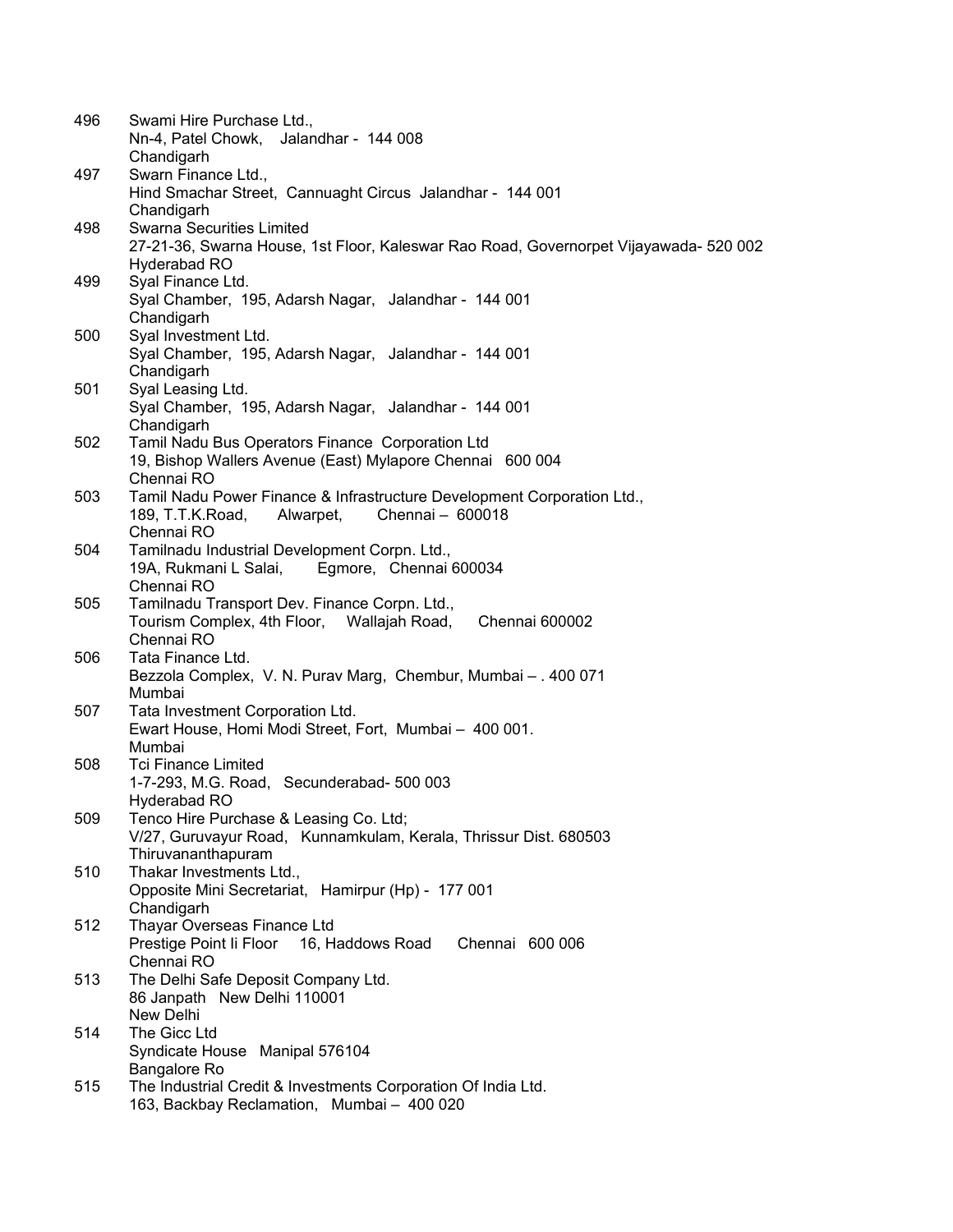| | |
|---|---|
| 496 | Swami Hire Purchase Ltd.,<br>Nn-4, Patel Chowk, Jalandhar - 144 008<br>Chandigarh |
| 497 | Swarn Finance Ltd.,<br>Hind Smachar Street, Cannuaght Circus Jalandhar - 144 001<br>Chandigarh |
| 498 | Swarna Securities Limited<br>27-21-36, Swarna House, 1st Floor, Kaleswar Rao Road, Governorpet Vijayawada- 520 002<br>Hyderabad RO |
| 499 | Syal Finance Ltd.<br>Syal Chamber, 195, Adarsh Nagar, Jalandhar - 144 001<br>Chandigarh |
| 500 | Syal Investment Ltd.<br>Syal Chamber, 195, Adarsh Nagar, Jalandhar - 144 001<br>Chandigarh |
| 501 | Syal Leasing Ltd.<br>Syal Chamber, 195, Adarsh Nagar, Jalandhar - 144 001<br>Chandigarh |
| 502 | Tamil Nadu Bus Operators Finance Corporation Ltd<br>19, Bishop Wallers Avenue (East) Mylapore Chennai 600 004<br>Chennai RO |
| 503 | Tamil Nadu Power Finance & Infrastructure Development Corporation Ltd.,<br>189, T.T.K.Road, Alwarpet, Chennai – 600018<br>Chennai RO |
| 504 | Tamilnadu Industrial Development Corpn. Ltd.,<br>19A, Rukmani L Salai, Egmore, Chennai 600034<br>Chennai RO |
| 505 | Tamilnadu Transport Dev. Finance Corpn. Ltd.,<br>Tourism Complex, 4th Floor, Wallajah Road, Chennai 600002<br>Chennai RO |
| 506 | Tata Finance Ltd.<br>Bezzola Complex, V. N. Purav Marg, Chembur, Mumbai – . 400 071<br>Mumbai |
| 507 | Tata Investment Corporation Ltd.<br>Ewart House, Homi Modi Street, Fort, Mumbai – 400 001.<br>Mumbai |
| 508 | Tci Finance Limited<br>1-7-293, M.G. Road, Secunderabad- 500 003<br>Hyderabad RO |
| 509 | Tenco Hire Purchase & Leasing Co. Ltd;<br>V/27, Guruvayur Road, Kunnamkulam, Kerala, Thrissur Dist. 680503<br>Thiruvananthapuram |
| 510 | Thakar Investments Ltd.,<br>Opposite Mini Secretariat, Hamirpur (Hp) - 177 001<br>Chandigarh |
| 512 | Thayar Overseas Finance Ltd<br>Prestige Point Ii Floor 16, Haddows Road Chennai 600 006<br>Chennai RO |
| 513 | The Delhi Safe Deposit Company Ltd.<br>86 Janpath New Delhi 110001<br>New Delhi |
| 514 | The Gicc Ltd<br>Syndicate House Manipal 576104<br>Bangalore Ro |
| 515 | The Industrial Credit & Investments Corporation Of India Ltd.<br>163, Backbay Reclamation, Mumbai – 400 020 |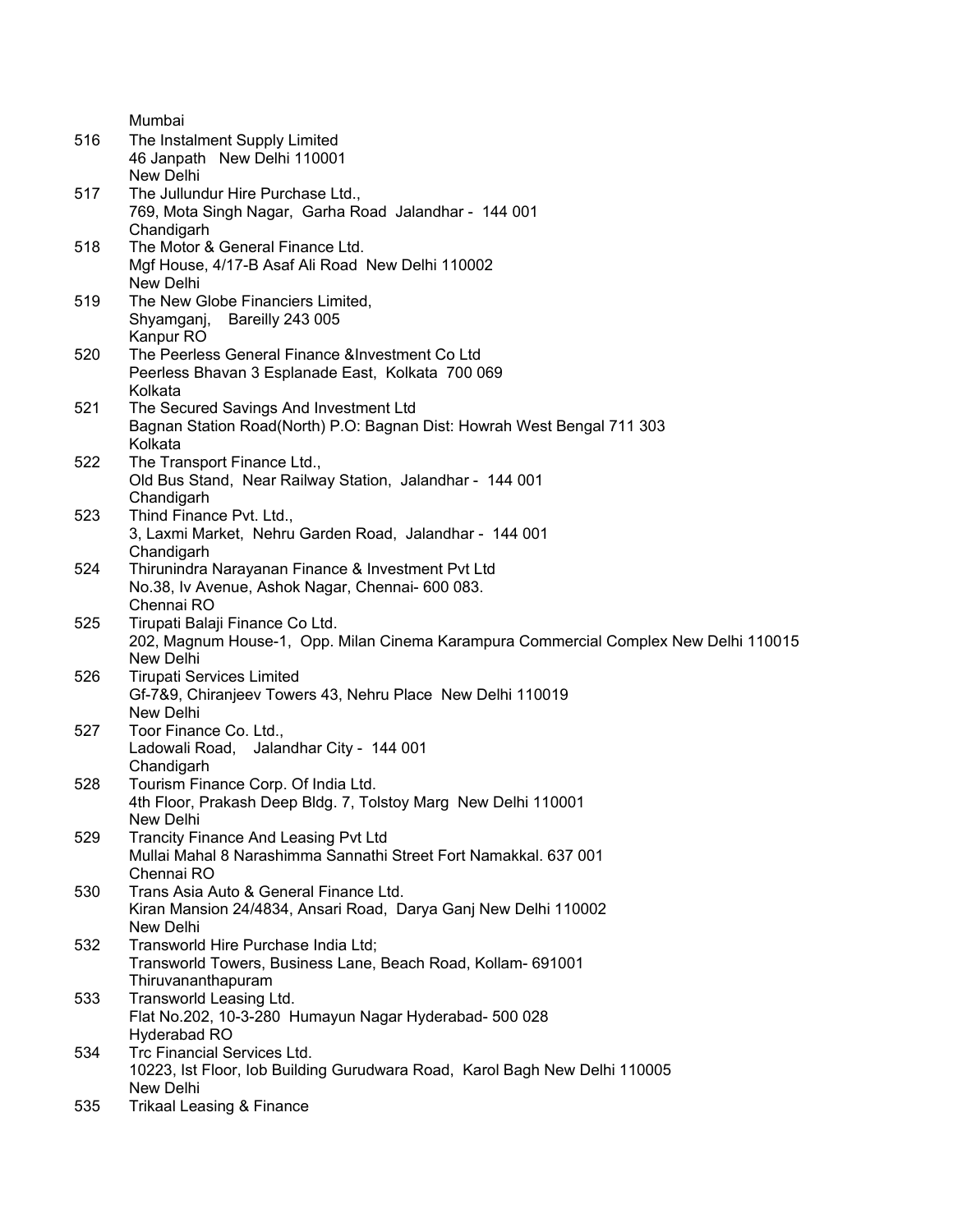Mumbai

516 The Instalment Supply Limited
46 Janpath New Delhi 110001
New Delhi

517 The Jullundur Hire Purchase Ltd.,
769, Mota Singh Nagar, Garha Road Jalandhar - 144 001
Chandigarh

518 The Motor & General Finance Ltd.
Mgf House, 4/17-B Asaf Ali Road New Delhi 110002
New Delhi

519 The New Globe Financiers Limited,
Shyamganj, Bareilly 243 005
Kanpur RO

520 The Peerless General Finance &Investment Co Ltd
Peerless Bhavan 3 Esplanade East, Kolkata 700 069
Kolkata

521 The Secured Savings And Investment Ltd
Bagnan Station Road(North) P.O: Bagnan Dist: Howrah West Bengal 711 303
Kolkata

522 The Transport Finance Ltd.,
Old Bus Stand, Near Railway Station, Jalandhar - 144 001
Chandigarh

523 Thind Finance Pvt. Ltd.,
3, Laxmi Market, Nehru Garden Road, Jalandhar - 144 001
Chandigarh

524 Thirunindra Narayanan Finance & Investment Pvt Ltd
No.38, Iv Avenue, Ashok Nagar, Chennai- 600 083.
Chennai RO

525 Tirupati Balaji Finance Co Ltd.
202, Magnum House-1, Opp. Milan Cinema Karampura Commercial Complex New Delhi 110015
New Delhi

526 Tirupati Services Limited
Gf-7&9, Chiranjeev Towers 43, Nehru Place New Delhi 110019
New Delhi

527 Toor Finance Co. Ltd.,
Ladowali Road, Jalandhar City - 144 001
Chandigarh

528 Tourism Finance Corp. Of India Ltd.
4th Floor, Prakash Deep Bldg. 7, Tolstoy Marg New Delhi 110001
New Delhi

529 Trancity Finance And Leasing Pvt Ltd
Mullai Mahal 8 Narashimma Sannathi Street Fort Namakkal. 637 001
Chennai RO

530 Trans Asia Auto & General Finance Ltd.
Kiran Mansion 24/4834, Ansari Road, Darya Ganj New Delhi 110002
New Delhi

532 Transworld Hire Purchase India Ltd;
Transworld Towers, Business Lane, Beach Road, Kollam- 691001
Thiruvananthapuram

533 Transworld Leasing Ltd.
Flat No.202, 10-3-280 Humayun Nagar Hyderabad- 500 028
Hyderabad RO

534 Trc Financial Services Ltd.
10223, Ist Floor, Iob Building Gurudwara Road, Karol Bagh New Delhi 110005
New Delhi

535 Trikaal Leasing & Finance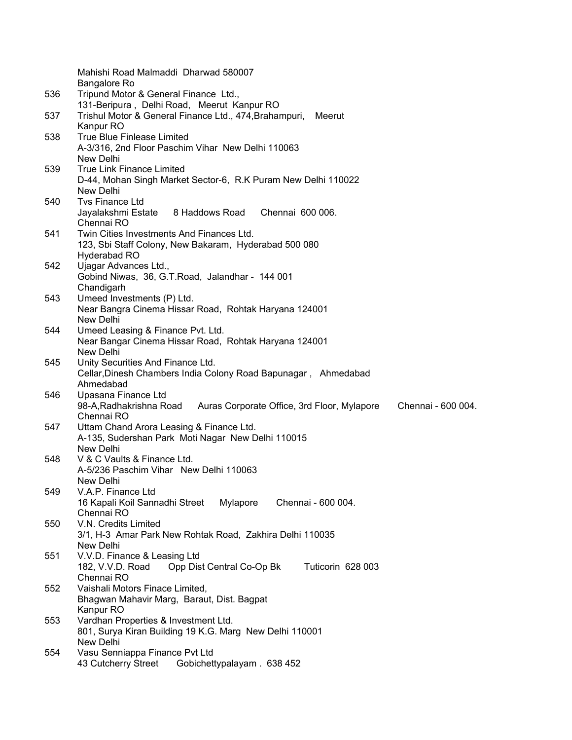Mahishi Road Malmaddi Dharwad 580007
Bangalore Ro

536 Tripund Motor & General Finance Ltd.,
131-Beripura , Delhi Road, Meerut Kanpur RO

537 Trishul Motor & General Finance Ltd., 474,Brahampuri, Meerut
Kanpur RO

538 True Blue Finlease Limited
A-3/316, 2nd Floor Paschim Vihar New Delhi 110063
New Delhi

539 True Link Finance Limited
D-44, Mohan Singh Market Sector-6, R.K Puram New Delhi 110022
New Delhi

540 Tvs Finance Ltd
Jayalakshmi Estate 8 Haddows Road Chennai 600 006.
Chennai RO

541 Twin Cities Investments And Finances Ltd.
123, Sbi Staff Colony, New Bakaram, Hyderabad 500 080
Hyderabad RO

542 Ujagar Advances Ltd.,
Gobind Niwas, 36, G.T.Road, Jalandhar - 144 001
Chandigarh

543 Umeed Investments (P) Ltd.
Near Bangra Cinema Hissar Road, Rohtak Haryana 124001
New Delhi

544 Umeed Leasing & Finance Pvt. Ltd.
Near Bangar Cinema Hissar Road, Rohtak Haryana 124001
New Delhi

545 Unity Securities And Finance Ltd.
Cellar,Dinesh Chambers India Colony Road Bapunagar , Ahmedabad
Ahmedabad

546 Upasana Finance Ltd
98-A,Radhakrishna Road Auras Corporate Office, 3rd Floor, Mylapore Chennai - 600 004.
Chennai RO

547 Uttam Chand Arora Leasing & Finance Ltd.
A-135, Sudershan Park Moti Nagar New Delhi 110015
New Delhi

548 V & C Vaults & Finance Ltd.
A-5/236 Paschim Vihar New Delhi 110063
New Delhi

549 V.A.P. Finance Ltd
16 Kapali Koil Sannadhi Street Mylapore Chennai - 600 004.
Chennai RO

550 V.N. Credits Limited
3/1, H-3 Amar Park New Rohtak Road, Zakhira Delhi 110035
New Delhi

551 V.V.D. Finance & Leasing Ltd
182, V.V.D. Road Opp Dist Central Co-Op Bk Tuticorin 628 003
Chennai RO

552 Vaishali Motors Finace Limited,
Bhagwan Mahavir Marg, Baraut, Dist. Bagpat
Kanpur RO

553 Vardhan Properties & Investment Ltd.
801, Surya Kiran Building 19 K.G. Marg New Delhi 110001
New Delhi

554 Vasu Senniappa Finance Pvt Ltd
43 Cutcherry Street Gobichettypalayam . 638 452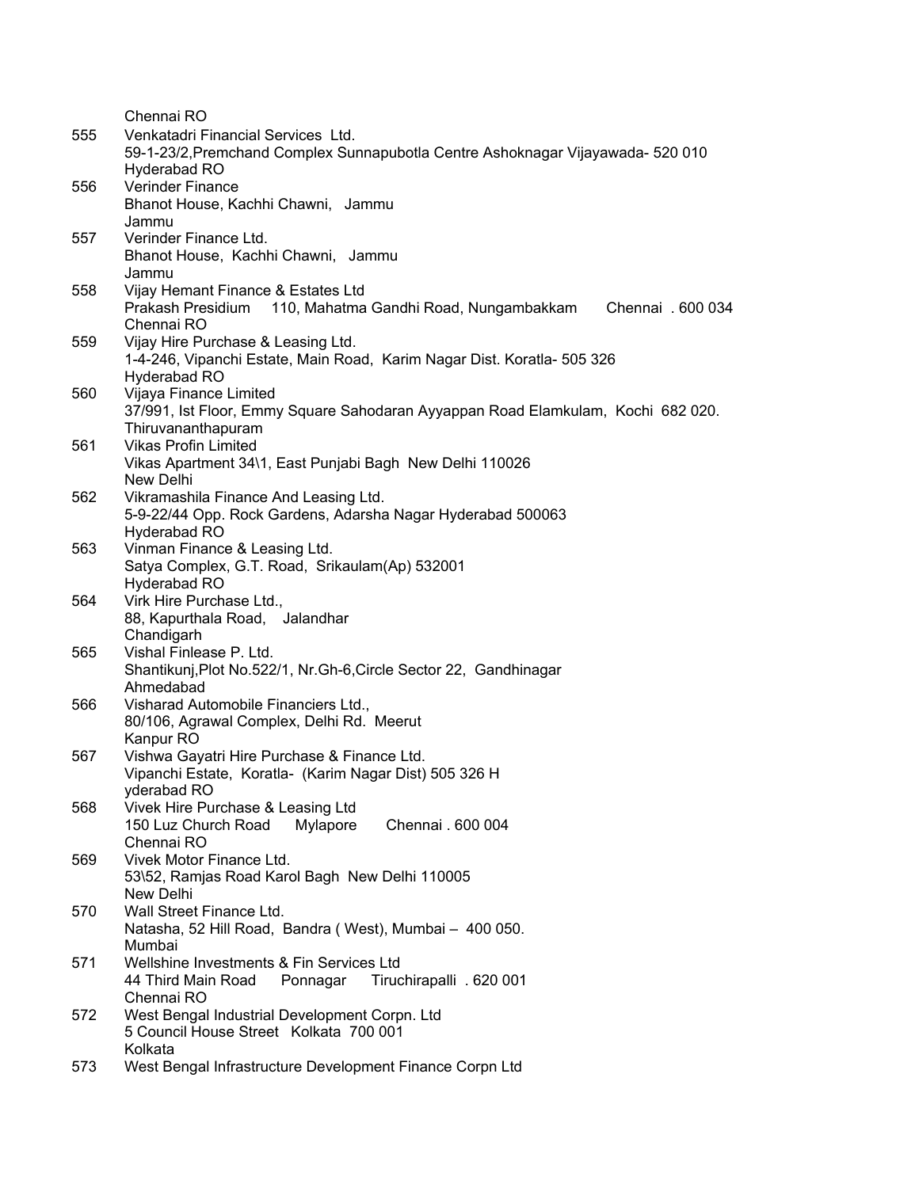Chennai RO

555 Venkatadri Financial Services Ltd.
59-1-23/2,Premchand Complex Sunnapubotla Centre Ashoknagar Vijayawada- 520 010
Hyderabad RO

556 Verinder Finance
Bhanot House, Kachhi Chawni, Jammu
Jammu

557 Verinder Finance Ltd.
Bhanot House, Kachhi Chawni, Jammu
Jammu

558 Vijay Hemant Finance & Estates Ltd
Prakash Presidium 110, Mahatma Gandhi Road, Nungambakkam Chennai . 600 034
Chennai RO

559 Vijay Hire Purchase & Leasing Ltd.
1-4-246, Vipanchi Estate, Main Road, Karim Nagar Dist. Koratla- 505 326
Hyderabad RO

560 Vijaya Finance Limited
37/991, Ist Floor, Emmy Square Sahodaran Ayyappan Road Elamkulam, Kochi 682 020.
Thiruvananthapuram

561 Vikas Profin Limited
Vikas Apartment 34\1, East Punjabi Bagh New Delhi 110026
New Delhi

562 Vikramashila Finance And Leasing Ltd.
5-9-22/44 Opp. Rock Gardens, Adarsha Nagar Hyderabad 500063
Hyderabad RO

563 Vinman Finance & Leasing Ltd.
Satya Complex, G.T. Road, Srikaulam(Ap) 532001
Hyderabad RO

564 Virk Hire Purchase Ltd.,
88, Kapurthala Road, Jalandhar
Chandigarh

565 Vishal Finlease P. Ltd.
Shantikunj,Plot No.522/1, Nr.Gh-6,Circle Sector 22, Gandhinagar
Ahmedabad

566 Visharad Automobile Financiers Ltd.,
80/106, Agrawal Complex, Delhi Rd. Meerut
Kanpur RO

567 Vishwa Gayatri Hire Purchase & Finance Ltd.
Vipanchi Estate, Koratla- (Karim Nagar Dist) 505 326 H
yderabad RO

568 Vivek Hire Purchase & Leasing Ltd
150 Luz Church Road Mylapore Chennai . 600 004
Chennai RO

569 Vivek Motor Finance Ltd.
53\52, Ramjas Road Karol Bagh New Delhi 110005
New Delhi

570 Wall Street Finance Ltd.
Natasha, 52 Hill Road, Bandra ( West), Mumbai – 400 050.
Mumbai

571 Wellshine Investments & Fin Services Ltd
44 Third Main Road Ponnagar Tiruchirapalli . 620 001
Chennai RO

572 West Bengal Industrial Development Corpn. Ltd
5 Council House Street Kolkata 700 001
Kolkata

573 West Bengal Infrastructure Development Finance Corpn Ltd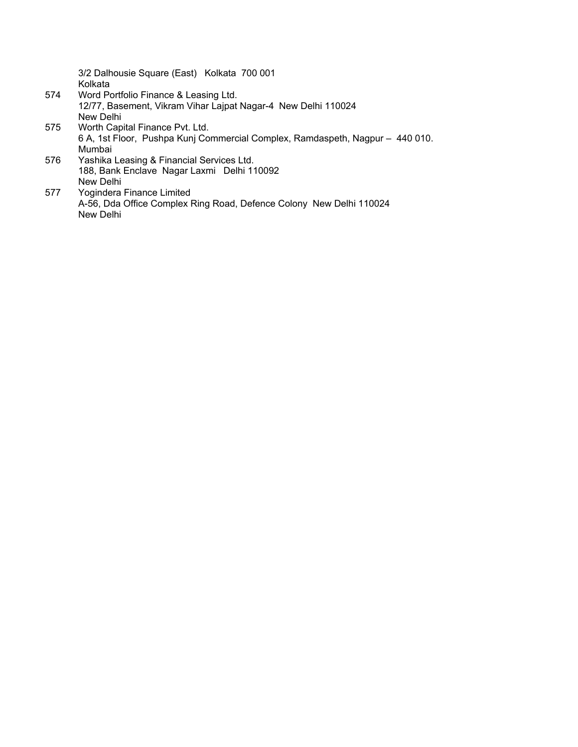3/2 Dalhousie Square (East)   Kolkata  700 001
Kolkata

574 Word Portfolio Finance & Leasing Ltd.
12/77, Basement, Vikram Vihar Lajpat Nagar-4  New Delhi 110024
New Delhi

575 Worth Capital Finance Pvt. Ltd.
6 A, 1st Floor,  Pushpa Kunj Commercial Complex, Ramdaspeth, Nagpur –  440 010.
Mumbai

576 Yashika Leasing & Financial Services Ltd.
188, Bank Enclave  Nagar Laxmi   Delhi 110092
New Delhi

577 Yogindera Finance Limited
A-56, Dda Office Complex Ring Road, Defence Colony  New Delhi 110024
New Delhi